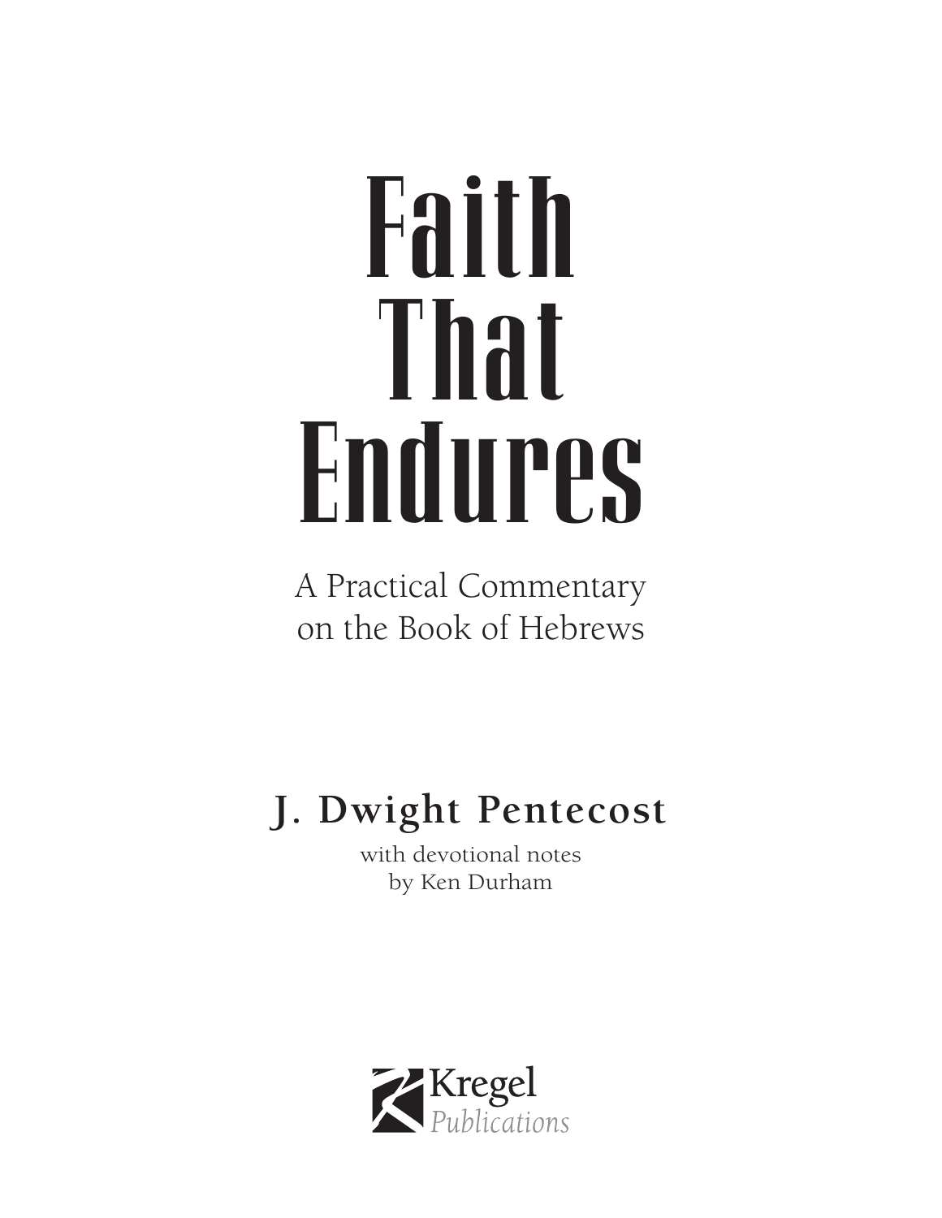# Faith That Endures

A Practical Commentary on the Book of Hebrews

**J. Dwight Pentecost**

with devotional notes by Ken Durham

Kregel Publications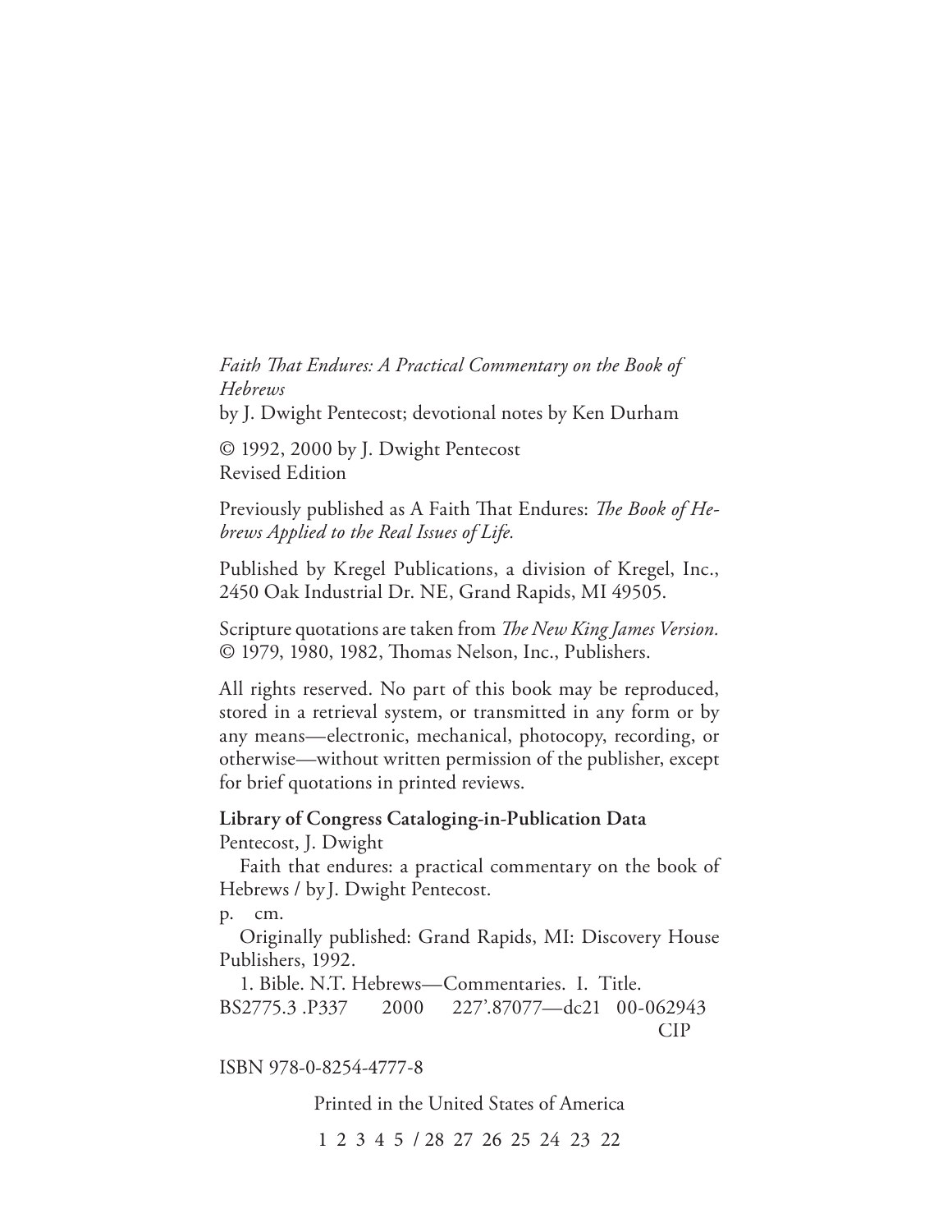*Faith That Endures: A Practical Commentary on the Book of Hebrews*
by J. Dwight Pentecost; devotional notes by Ken Durham

© 1992, 2000 by J. Dwight Pentecost
Revised Edition

Previously published as A Faith That Endures: *The Book of Hebrews Applied to the Real Issues of Life.*

Published by Kregel Publications, a division of Kregel, Inc., 2450 Oak Industrial Dr. NE, Grand Rapids, MI 49505.

Scripture quotations are taken from *The New King James Version.* © 1979, 1980, 1982, Thomas Nelson, Inc., Publishers.

All rights reserved. No part of this book may be reproduced, stored in a retrieval system, or transmitted in any form or by any means—electronic, mechanical, photocopy, recording, or otherwise—without written permission of the publisher, except for brief quotations in printed reviews.

**Library of Congress Cataloging-in-Publication Data**
Pentecost, J. Dwight
Faith that endures: a practical commentary on the book of Hebrews / by J. Dwight Pentecost.
p. cm.
Originally published: Grand Rapids, MI: Discovery House Publishers, 1992.
1. Bible. N.T. Hebrews—Commentaries. I. Title.
BS2775.3 .P337 2000 227'.87077—dc21 00-062943
CIP

ISBN 978-0-8254-4777-8

Printed in the United States of America

1 2 3 4 5 / 28 27 26 25 24 23 22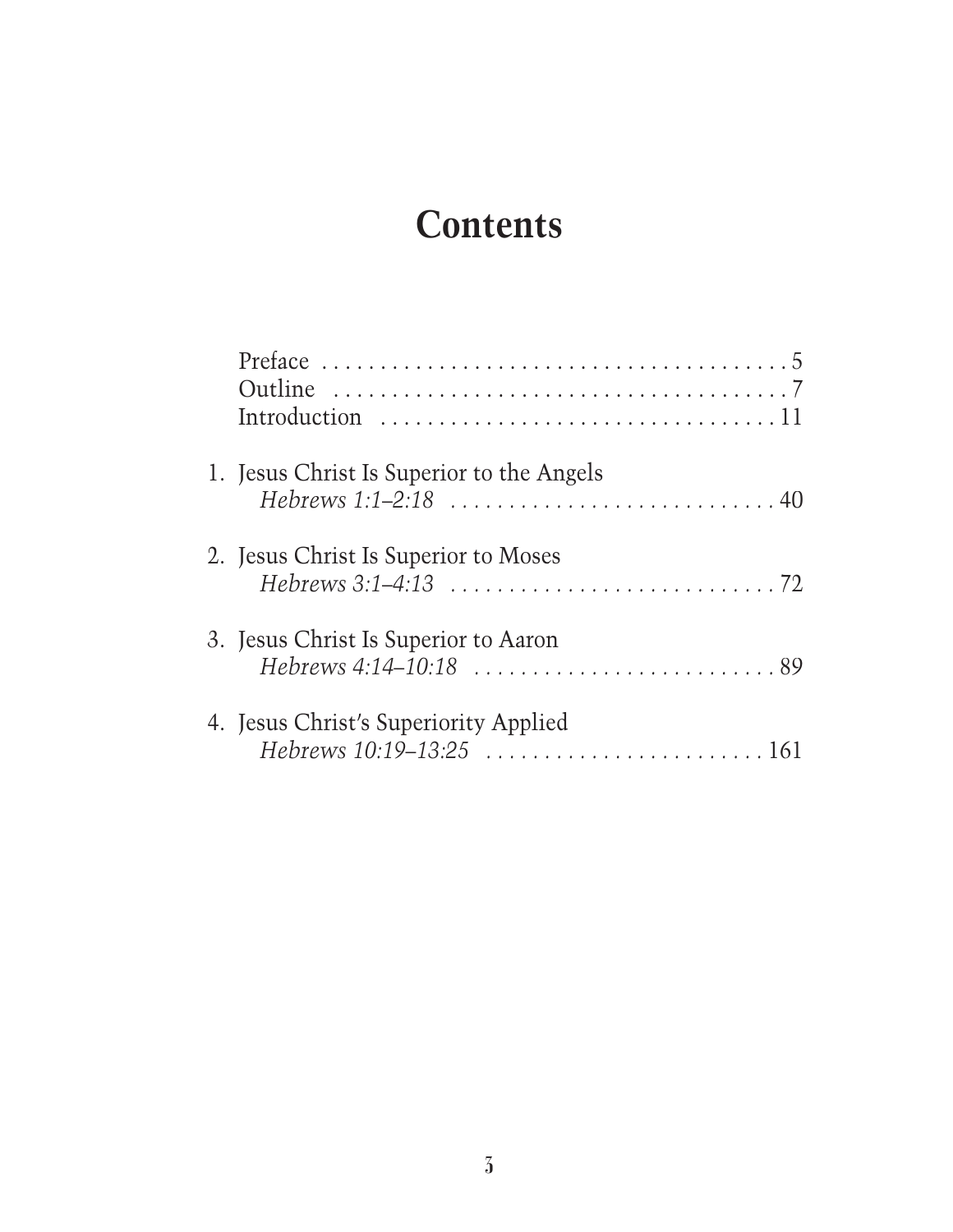# Contents

Preface . . . . . . . . . . . . . . . . . . . . . . . . . . . . . . . . . . . . . . . . 5
Outline . . . . . . . . . . . . . . . . . . . . . . . . . . . . . . . . . . . . . . . 7
Introduction . . . . . . . . . . . . . . . . . . . . . . . . . . . . . . . . . 11

1. Jesus Christ Is Superior to the Angels
   *Hebrews 1:1–2:18* . . . . . . . . . . . . . . . . . . . . . . . . . . . . 40

2. Jesus Christ Is Superior to Moses
   *Hebrews 3:1–4:13* . . . . . . . . . . . . . . . . . . . . . . . . . . . . 72

3. Jesus Christ Is Superior to Aaron
   *Hebrews 4:14–10:18* . . . . . . . . . . . . . . . . . . . . . . . . . . 89

4. Jesus Christ's Superiority Applied
   *Hebrews 10:19–13:25* . . . . . . . . . . . . . . . . . . . . . . . . 161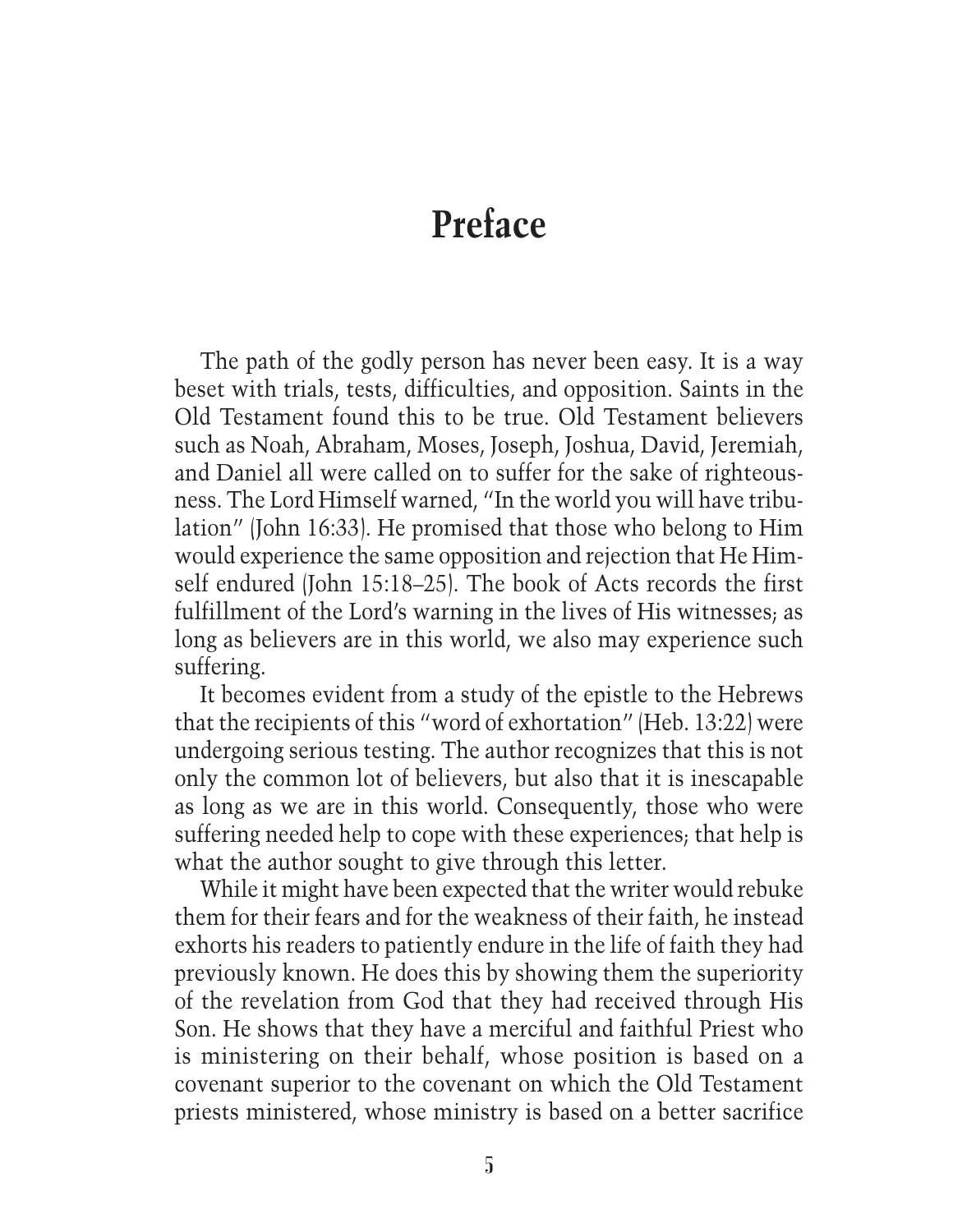# Preface

The path of the godly person has never been easy. It is a way beset with trials, tests, difficulties, and opposition. Saints in the Old Testament found this to be true. Old Testament believers such as Noah, Abraham, Moses, Joseph, Joshua, David, Jeremiah, and Daniel all were called on to suffer for the sake of righteousness. The Lord Himself warned, "In the world you will have tribulation" (John 16:33). He promised that those who belong to Him would experience the same opposition and rejection that He Himself endured (John 15:18–25). The book of Acts records the first fulfillment of the Lord's warning in the lives of His witnesses; as long as believers are in this world, we also may experience such suffering.

It becomes evident from a study of the epistle to the Hebrews that the recipients of this "word of exhortation" (Heb. 13:22) were undergoing serious testing. The author recognizes that this is not only the common lot of believers, but also that it is inescapable as long as we are in this world. Consequently, those who were suffering needed help to cope with these experiences; that help is what the author sought to give through this letter.

While it might have been expected that the writer would rebuke them for their fears and for the weakness of their faith, he instead exhorts his readers to patiently endure in the life of faith they had previously known. He does this by showing them the superiority of the revelation from God that they had received through His Son. He shows that they have a merciful and faithful Priest who is ministering on their behalf, whose position is based on a covenant superior to the covenant on which the Old Testament priests ministered, whose ministry is based on a better sacrifice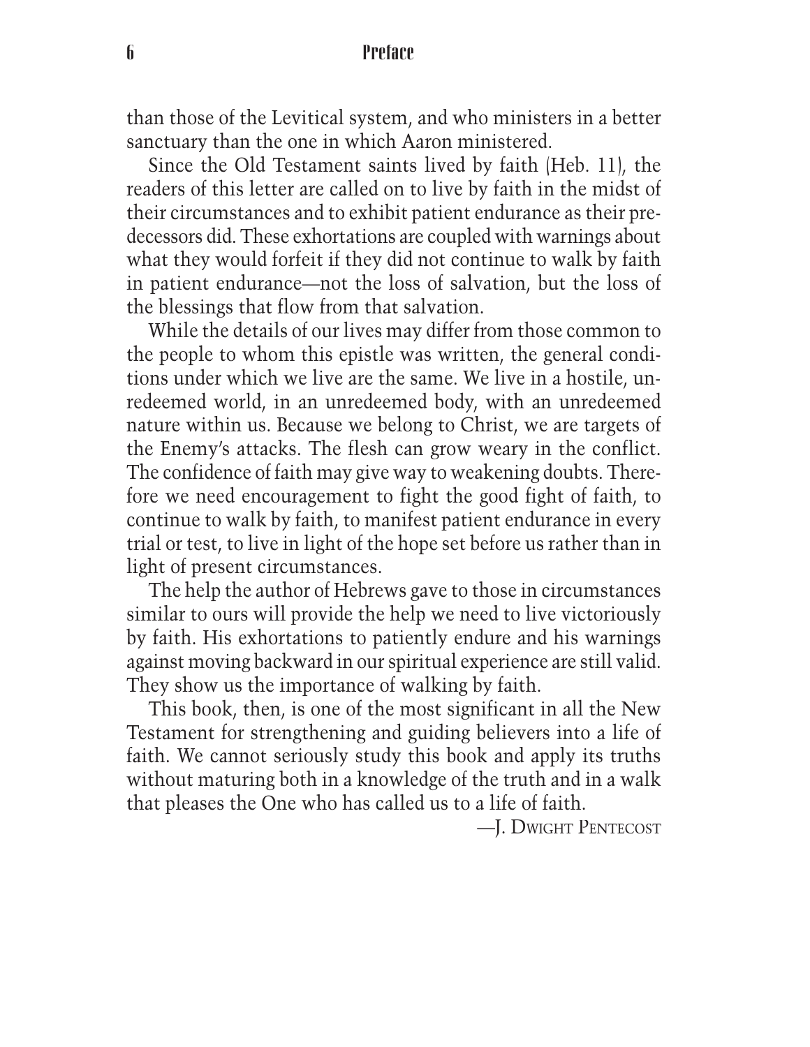than those of the Levitical system, and who ministers in a better sanctuary than the one in which Aaron ministered.

Since the Old Testament saints lived by faith (Heb. 11), the readers of this letter are called on to live by faith in the midst of their circumstances and to exhibit patient endurance as their predecessors did. These exhortations are coupled with warnings about what they would forfeit if they did not continue to walk by faith in patient endurance—not the loss of salvation, but the loss of the blessings that flow from that salvation.

While the details of our lives may differ from those common to the people to whom this epistle was written, the general conditions under which we live are the same. We live in a hostile, unredeemed world, in an unredeemed body, with an unredeemed nature within us. Because we belong to Christ, we are targets of the Enemy's attacks. The flesh can grow weary in the conflict. The confidence of faith may give way to weakening doubts. Therefore we need encouragement to fight the good fight of faith, to continue to walk by faith, to manifest patient endurance in every trial or test, to live in light of the hope set before us rather than in light of present circumstances.

The help the author of Hebrews gave to those in circumstances similar to ours will provide the help we need to live victoriously by faith. His exhortations to patiently endure and his warnings against moving backward in our spiritual experience are still valid. They show us the importance of walking by faith.

This book, then, is one of the most significant in all the New Testament for strengthening and guiding believers into a life of faith. We cannot seriously study this book and apply its truths without maturing both in a knowledge of the truth and in a walk that pleases the One who has called us to a life of faith.

—J. Dwight Pentecost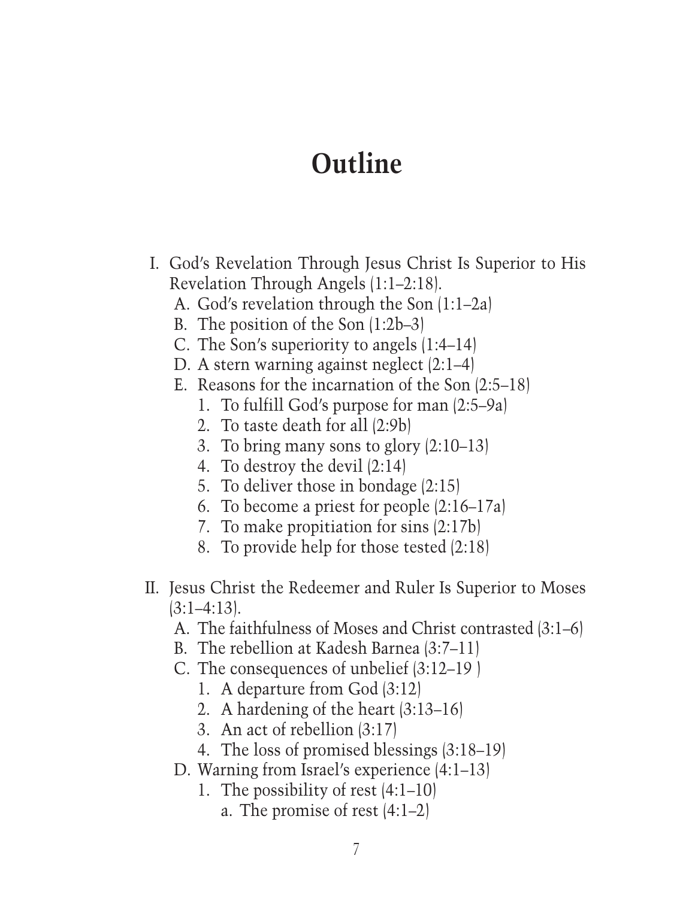# Outline

- I. God's Revelation Through Jesus Christ Is Superior to His Revelation Through Angels (1:1–2:18).
  - A. God's revelation through the Son (1:1–2a)
  - B. The position of the Son (1:2b–3)
  - C. The Son's superiority to angels (1:4–14)
  - D. A stern warning against neglect (2:1–4)
  - E. Reasons for the incarnation of the Son (2:5–18)
    1. To fulfill God's purpose for man (2:5–9a)
    2. To taste death for all (2:9b)
    3. To bring many sons to glory (2:10–13)
    4. To destroy the devil (2:14)
    5. To deliver those in bondage (2:15)
    6. To become a priest for people (2:16–17a)
    7. To make propitiation for sins (2:17b)
    8. To provide help for those tested (2:18)
- II. Jesus Christ the Redeemer and Ruler Is Superior to Moses (3:1–4:13).
  - A. The faithfulness of Moses and Christ contrasted (3:1–6)
  - B. The rebellion at Kadesh Barnea (3:7–11)
  - C. The consequences of unbelief (3:12–19 )
    1. A departure from God (3:12)
    2. A hardening of the heart (3:13–16)
    3. An act of rebellion (3:17)
    4. The loss of promised blessings (3:18–19)
  - D. Warning from Israel's experience (4:1–13)
    1. The possibility of rest (4:1–10)
       - a. The promise of rest (4:1–2)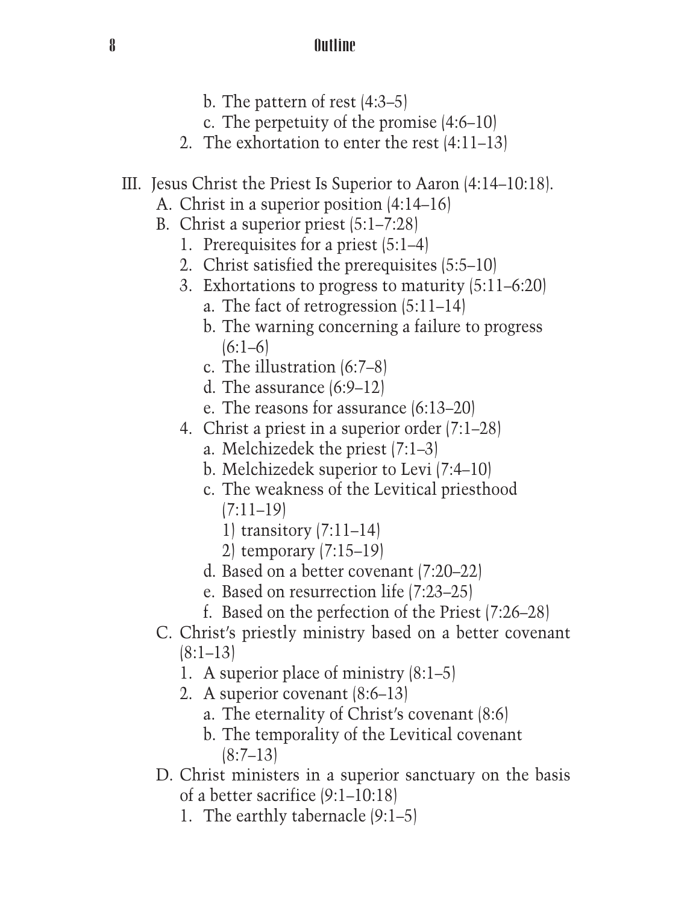- b. The pattern of rest (4:3–5)
      - c. The perpetuity of the promise (4:6–10)
    - 2. The exhortation to enter the rest (4:11–13)

- III. Jesus Christ the Priest Is Superior to Aaron (4:14–10:18).
  - A. Christ in a superior position (4:14–16)
  - B. Christ a superior priest (5:1–7:28)
    - 1. Prerequisites for a priest (5:1–4)
    - 2. Christ satisfied the prerequisites (5:5–10)
    - 3. Exhortations to progress to maturity (5:11–6:20)
      - a. The fact of retrogression (5:11–14)
      - b. The warning concerning a failure to progress (6:1–6)
      - c. The illustration (6:7–8)
      - d. The assurance (6:9–12)
      - e. The reasons for assurance (6:13–20)
    - 4. Christ a priest in a superior order (7:1–28)
      - a. Melchizedek the priest (7:1–3)
      - b. Melchizedek superior to Levi (7:4–10)
      - c. The weakness of the Levitical priesthood (7:11–19)
        - 1) transitory (7:11–14)
        - 2) temporary (7:15–19)
      - d. Based on a better covenant (7:20–22)
      - e. Based on resurrection life (7:23–25)
      - f. Based on the perfection of the Priest (7:26–28)
  - C. Christ's priestly ministry based on a better covenant (8:1–13)
    - 1. A superior place of ministry (8:1–5)
    - 2. A superior covenant (8:6–13)
      - a. The eternality of Christ's covenant (8:6)
      - b. The temporality of the Levitical covenant (8:7–13)
  - D. Christ ministers in a superior sanctuary on the basis of a better sacrifice (9:1–10:18)
    - 1. The earthly tabernacle (9:1–5)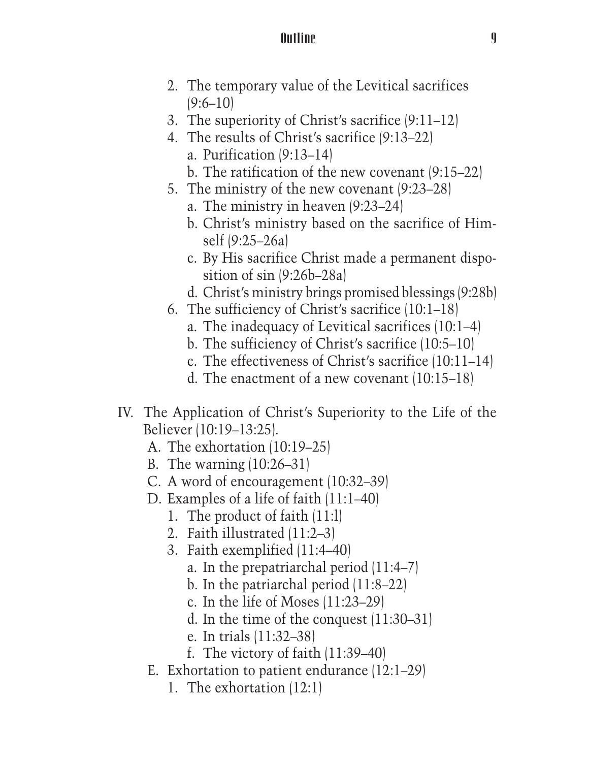2. The temporary value of the Levitical sacrifices (9:6–10)
3. The superiority of Christ's sacrifice (9:11–12)
4. The results of Christ's sacrifice (9:13–22)
    a. Purification (9:13–14)
    b. The ratification of the new covenant (9:15–22)
5. The ministry of the new covenant (9:23–28)
    a. The ministry in heaven (9:23–24)
    b. Christ's ministry based on the sacrifice of Himself (9:25–26a)
    c. By His sacrifice Christ made a permanent disposition of sin (9:26b–28a)
    d. Christ's ministry brings promised blessings (9:28b)
6. The sufficiency of Christ's sacrifice (10:1–18)
    a. The inadequacy of Levitical sacrifices (10:1–4)
    b. The sufficiency of Christ's sacrifice (10:5–10)
    c. The effectiveness of Christ's sacrifice (10:11–14)
    d. The enactment of a new covenant (10:15–18)

IV. The Application of Christ's Superiority to the Life of the Believer (10:19–13:25).
  A. The exhortation (10:19–25)
  B. The warning (10:26–31)
  C. A word of encouragement (10:32–39)
  D. Examples of a life of faith (11:1–40)
    1. The product of faith (11:l)
    2. Faith illustrated (11:2–3)
    3. Faith exemplified (11:4–40)
        a. In the prepatriarchal period (11:4–7)
        b. In the patriarchal period (11:8–22)
        c. In the life of Moses (11:23–29)
        d. In the time of the conquest (11:30–31)
        e. In trials (11:32–38)
        f. The victory of faith (11:39–40)
  E. Exhortation to patient endurance (12:1–29)
    1. The exhortation (12:1)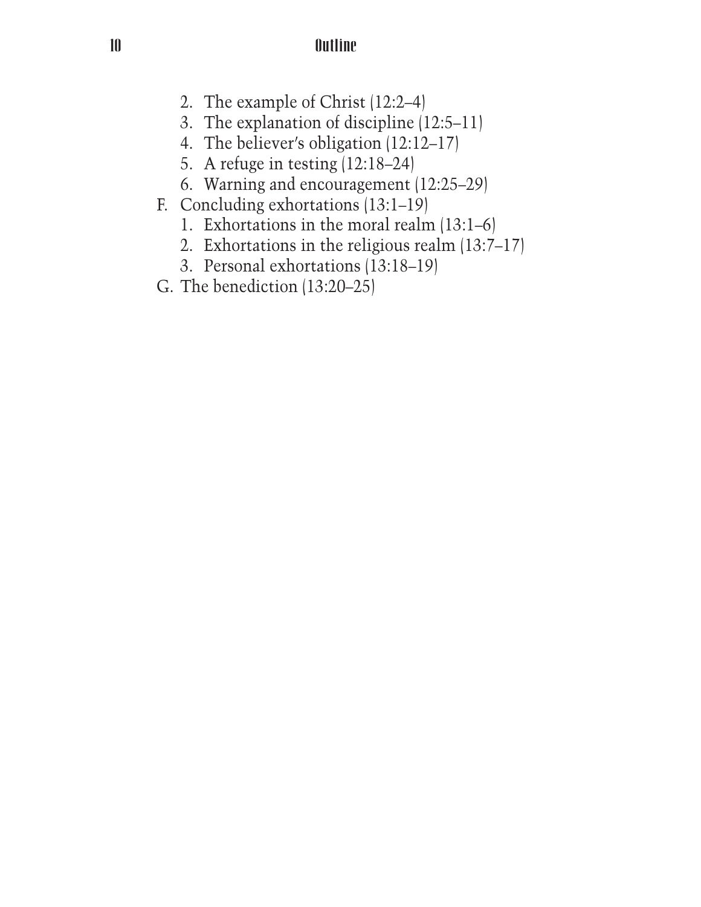2. The example of Christ (12:2–4)
   3. The explanation of discipline (12:5–11)
   4. The believer's obligation (12:12–17)
   5. A refuge in testing (12:18–24)
   6. Warning and encouragement (12:25–29)

F. Concluding exhortations (13:1–19)
   1. Exhortations in the moral realm (13:1–6)
   2. Exhortations in the religious realm (13:7–17)
   3. Personal exhortations (13:18–19)

G. The benediction (13:20–25)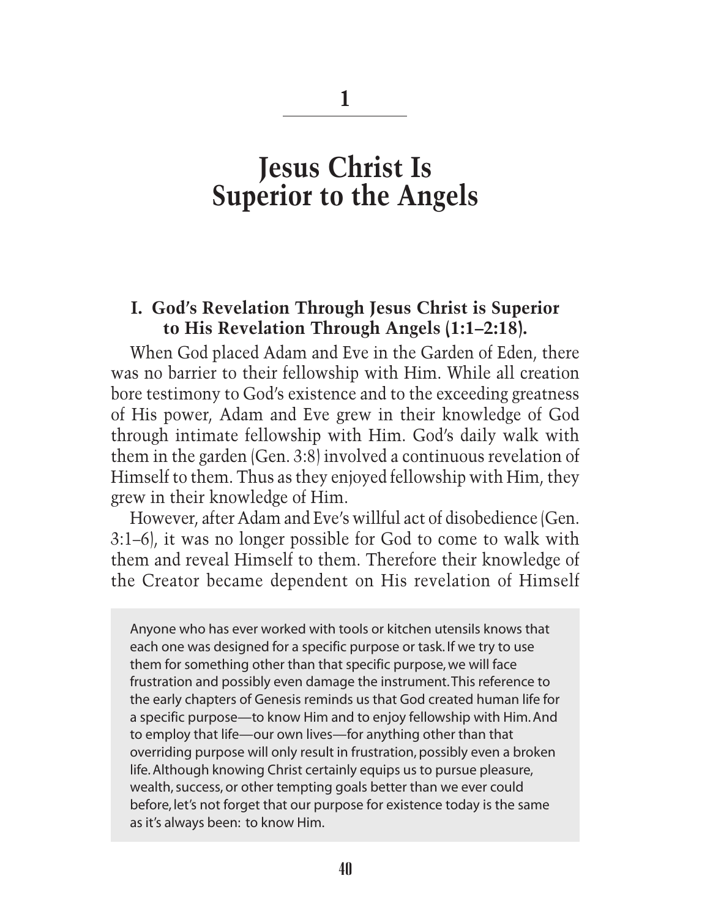# 1

# Jesus Christ Is Superior to the Angels

## I. God's Revelation Through Jesus Christ is Superior to His Revelation Through Angels (1:1–2:18).

When God placed Adam and Eve in the Garden of Eden, there was no barrier to their fellowship with Him. While all creation bore testimony to God's existence and to the exceeding greatness of His power, Adam and Eve grew in their knowledge of God through intimate fellowship with Him. God's daily walk with them in the garden (Gen. 3:8) involved a continuous revelation of Himself to them. Thus as they enjoyed fellowship with Him, they grew in their knowledge of Him.

However, after Adam and Eve's willful act of disobedience (Gen. 3:1–6), it was no longer possible for God to come to walk with them and reveal Himself to them. Therefore their knowledge of the Creator became dependent on His revelation of Himself

> Anyone who has ever worked with tools or kitchen utensils knows that each one was designed for a specific purpose or task. If we try to use them for something other than that specific purpose, we will face frustration and possibly even damage the instrument. This reference to the early chapters of Genesis reminds us that God created human life for a specific purpose—to know Him and to enjoy fellowship with Him. And to employ that life—our own lives—for anything other than that overriding purpose will only result in frustration, possibly even a broken life. Although knowing Christ certainly equips us to pursue pleasure, wealth, success, or other tempting goals better than we ever could before, let's not forget that our purpose for existence today is the same as it's always been: to know Him.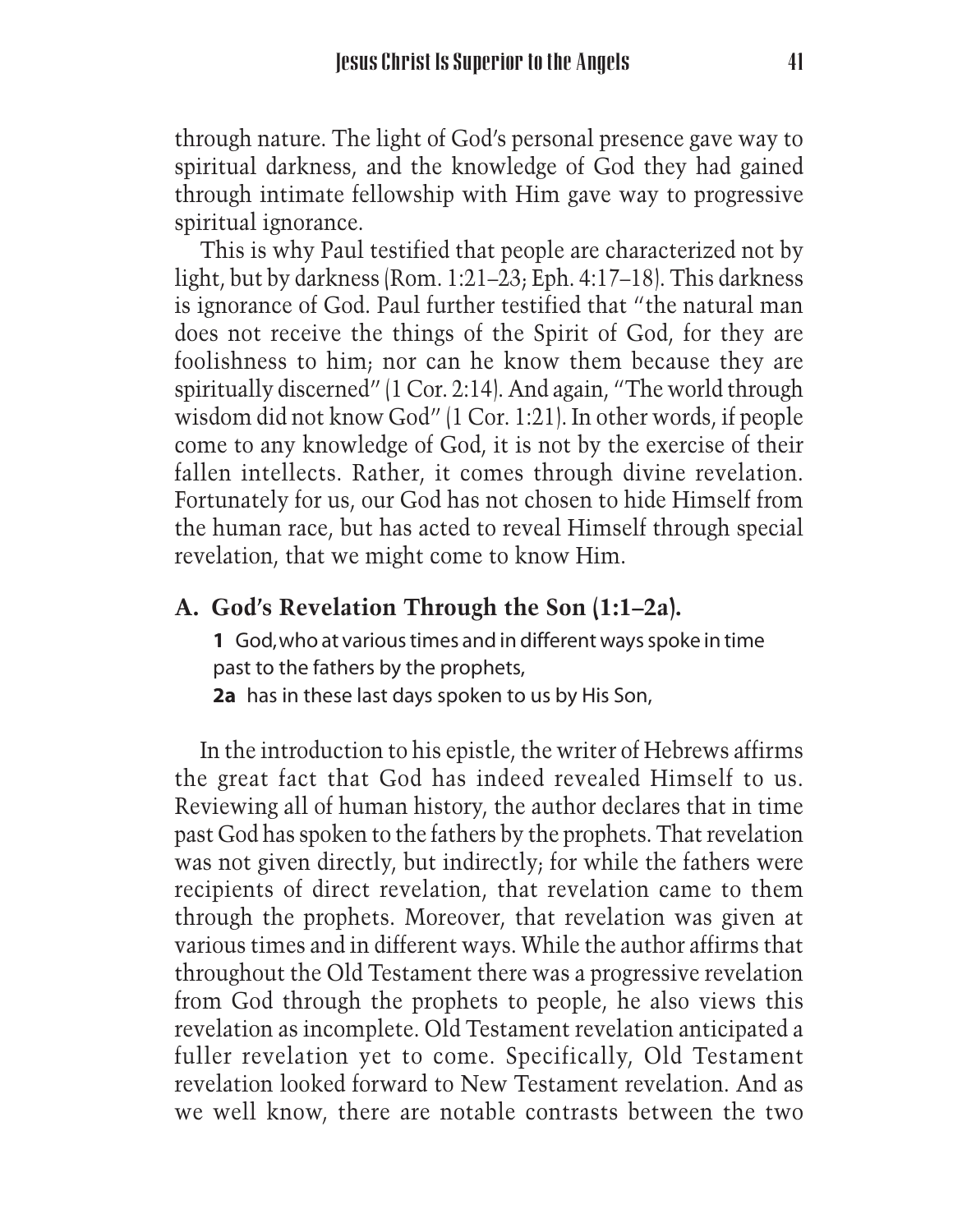through nature. The light of God's personal presence gave way to spiritual darkness, and the knowledge of God they had gained through intimate fellowship with Him gave way to progressive spiritual ignorance.

This is why Paul testified that people are characterized not by light, but by darkness (Rom. 1:21–23; Eph. 4:17–18). This darkness is ignorance of God. Paul further testified that "the natural man does not receive the things of the Spirit of God, for they are foolishness to him; nor can he know them because they are spiritually discerned" (1 Cor. 2:14). And again, "The world through wisdom did not know God" (1 Cor. 1:21). In other words, if people come to any knowledge of God, it is not by the exercise of their fallen intellects. Rather, it comes through divine revelation. Fortunately for us, our God has not chosen to hide Himself from the human race, but has acted to reveal Himself through special revelation, that we might come to know Him.

## A. God's Revelation Through the Son (1:1–2a).

**1** God, who at various times and in different ways spoke in time past to the fathers by the prophets,
**2a** has in these last days spoken to us by His Son,

In the introduction to his epistle, the writer of Hebrews affirms the great fact that God has indeed revealed Himself to us. Reviewing all of human history, the author declares that in time past God has spoken to the fathers by the prophets. That revelation was not given directly, but indirectly; for while the fathers were recipients of direct revelation, that revelation came to them through the prophets. Moreover, that revelation was given at various times and in different ways. While the author affirms that throughout the Old Testament there was a progressive revelation from God through the prophets to people, he also views this revelation as incomplete. Old Testament revelation anticipated a fuller revelation yet to come. Specifically, Old Testament revelation looked forward to New Testament revelation. And as we well know, there are notable contrasts between the two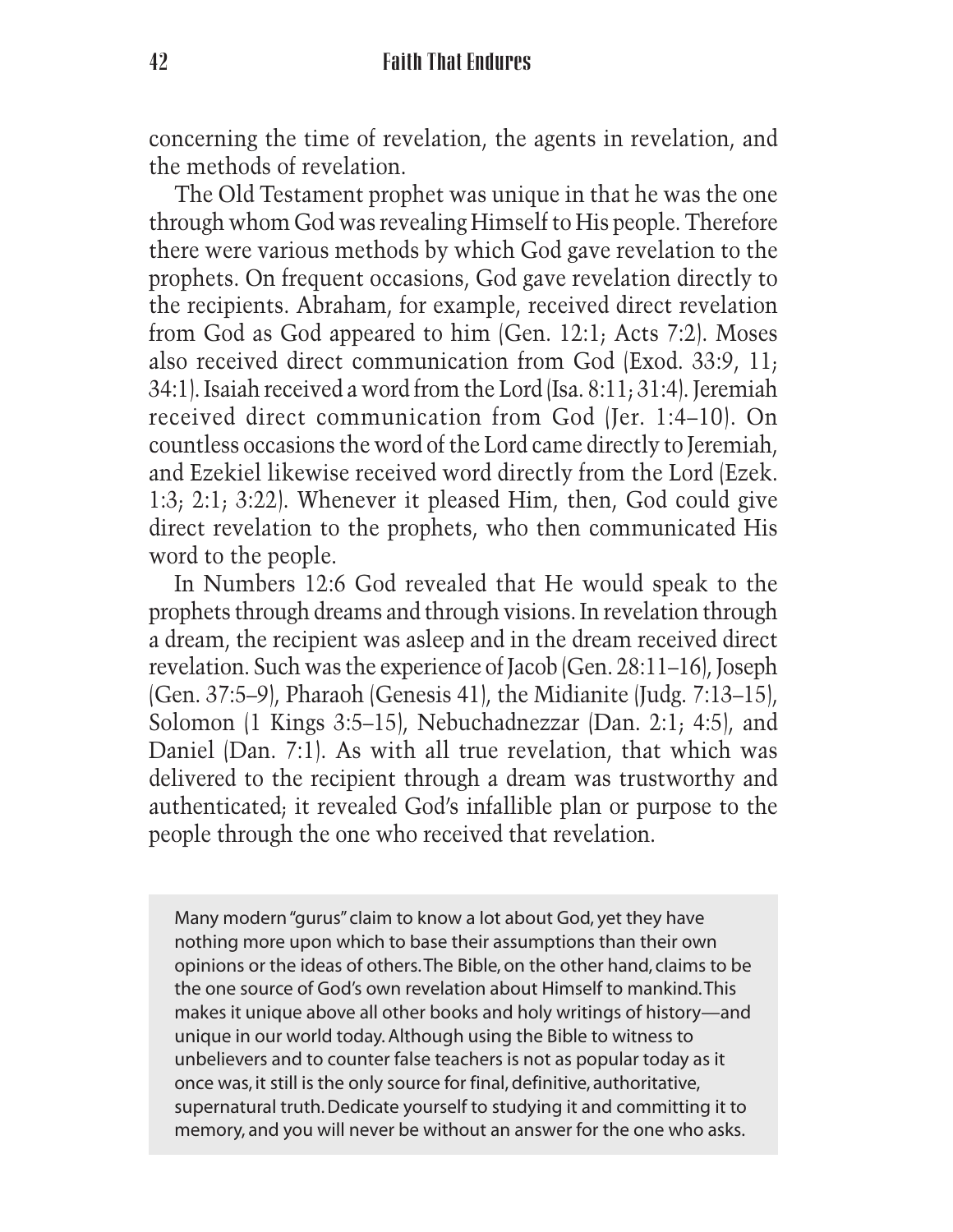concerning the time of revelation, the agents in revelation, and the methods of revelation.

The Old Testament prophet was unique in that he was the one through whom God was revealing Himself to His people. Therefore there were various methods by which God gave revelation to the prophets. On frequent occasions, God gave revelation directly to the recipients. Abraham, for example, received direct revelation from God as God appeared to him (Gen. 12:1; Acts 7:2). Moses also received direct communication from God (Exod. 33:9, 11; 34:1). Isaiah received a word from the Lord (Isa. 8:11; 31:4). Jeremiah received direct communication from God (Jer. 1:4–10). On countless occasions the word of the Lord came directly to Jeremiah, and Ezekiel likewise received word directly from the Lord (Ezek. 1:3; 2:1; 3:22). Whenever it pleased Him, then, God could give direct revelation to the prophets, who then communicated His word to the people.

In Numbers 12:6 God revealed that He would speak to the prophets through dreams and through visions. In revelation through a dream, the recipient was asleep and in the dream received direct revelation. Such was the experience of Jacob (Gen. 28:11–16), Joseph (Gen. 37:5–9), Pharaoh (Genesis 41), the Midianite (Judg. 7:13–15), Solomon (1 Kings 3:5–15), Nebuchadnezzar (Dan. 2:1; 4:5), and Daniel (Dan. 7:1). As with all true revelation, that which was delivered to the recipient through a dream was trustworthy and authenticated; it revealed God's infallible plan or purpose to the people through the one who received that revelation.

> Many modern "gurus" claim to know a lot about God, yet they have nothing more upon which to base their assumptions than their own opinions or the ideas of others. The Bible, on the other hand, claims to be the one source of God's own revelation about Himself to mankind. This makes it unique above all other books and holy writings of history—and unique in our world today. Although using the Bible to witness to unbelievers and to counter false teachers is not as popular today as it once was, it still is the only source for final, definitive, authoritative, supernatural truth. Dedicate yourself to studying it and committing it to memory, and you will never be without an answer for the one who asks.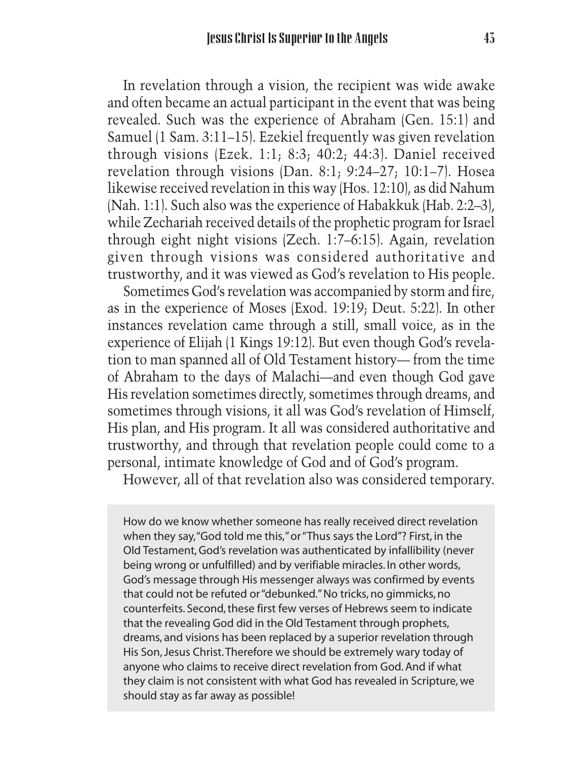In revelation through a vision, the recipient was wide awake and often became an actual participant in the event that was being revealed. Such was the experience of Abraham (Gen. 15:1) and Samuel (1 Sam. 3:11–15). Ezekiel frequently was given revelation through visions (Ezek. 1:1; 8:3; 40:2; 44:3). Daniel received revelation through visions (Dan. 8:1; 9:24–27; 10:1–7). Hosea likewise received revelation in this way (Hos. 12:10), as did Nahum (Nah. 1:1). Such also was the experience of Habakkuk (Hab. 2:2–3), while Zechariah received details of the prophetic program for Israel through eight night visions (Zech. 1:7–6:15). Again, revelation given through visions was considered authoritative and trustworthy, and it was viewed as God's revelation to His people.

Sometimes God's revelation was accompanied by storm and fire, as in the experience of Moses (Exod. 19:19; Deut. 5:22). In other instances revelation came through a still, small voice, as in the experience of Elijah (1 Kings 19:12). But even though God's revelation to man spanned all of Old Testament history— from the time of Abraham to the days of Malachi—and even though God gave His revelation sometimes directly, sometimes through dreams, and sometimes through visions, it all was God's revelation of Himself, His plan, and His program. It all was considered authoritative and trustworthy, and through that revelation people could come to a personal, intimate knowledge of God and of God's program.

However, all of that revelation also was considered temporary.

> How do we know whether someone has really received direct revelation when they say, "God told me this," or "Thus says the Lord"? First, in the Old Testament, God's revelation was authenticated by infallibility (never being wrong or unfulfilled) and by verifiable miracles. In other words, God's message through His messenger always was confirmed by events that could not be refuted or "debunked." No tricks, no gimmicks, no counterfeits. Second, these first few verses of Hebrews seem to indicate that the revealing God did in the Old Testament through prophets, dreams, and visions has been replaced by a superior revelation through His Son, Jesus Christ. Therefore we should be extremely wary today of anyone who claims to receive direct revelation from God. And if what they claim is not consistent with what God has revealed in Scripture, we should stay as far away as possible!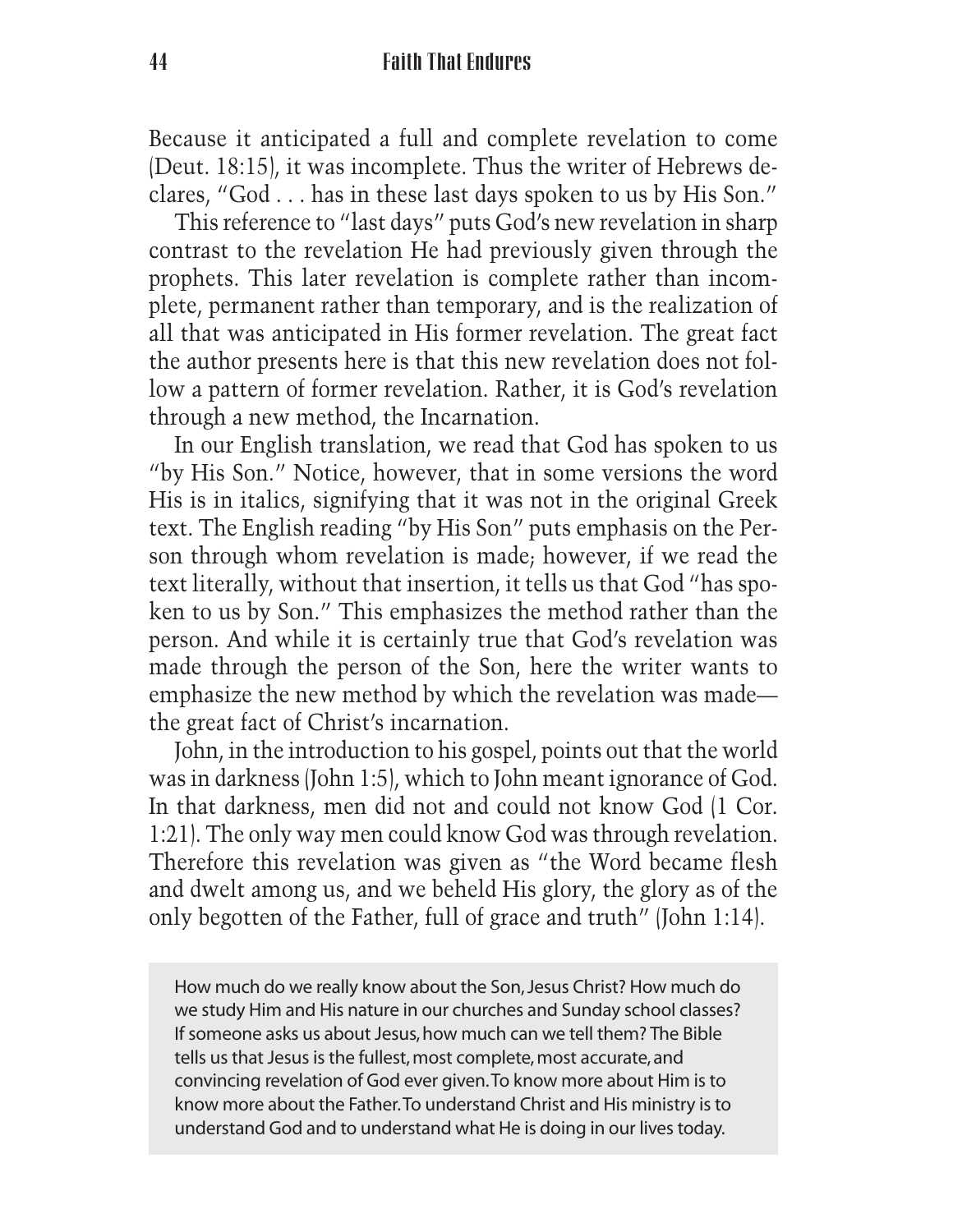Because it anticipated a full and complete revelation to come (Deut. 18:15), it was incomplete. Thus the writer of Hebrews declares, "God . . . has in these last days spoken to us by His Son."

This reference to "last days" puts God's new revelation in sharp contrast to the revelation He had previously given through the prophets. This later revelation is complete rather than incomplete, permanent rather than temporary, and is the realization of all that was anticipated in His former revelation. The great fact the author presents here is that this new revelation does not follow a pattern of former revelation. Rather, it is God's revelation through a new method, the Incarnation.

In our English translation, we read that God has spoken to us "by His Son." Notice, however, that in some versions the word His is in italics, signifying that it was not in the original Greek text. The English reading "by His Son" puts emphasis on the Person through whom revelation is made; however, if we read the text literally, without that insertion, it tells us that God "has spoken to us by Son." This emphasizes the method rather than the person. And while it is certainly true that God's revelation was made through the person of the Son, here the writer wants to emphasize the new method by which the revelation was made—the great fact of Christ's incarnation.

John, in the introduction to his gospel, points out that the world was in darkness (John 1:5), which to John meant ignorance of God. In that darkness, men did not and could not know God (1 Cor. 1:21). The only way men could know God was through revelation. Therefore this revelation was given as "the Word became flesh and dwelt among us, and we beheld His glory, the glory as of the only begotten of the Father, full of grace and truth" (John 1:14).

> How much do we really know about the Son, Jesus Christ? How much do we study Him and His nature in our churches and Sunday school classes? If someone asks us about Jesus, how much can we tell them? The Bible tells us that Jesus is the fullest, most complete, most accurate, and convincing revelation of God ever given. To know more about Him is to know more about the Father. To understand Christ and His ministry is to understand God and to understand what He is doing in our lives today.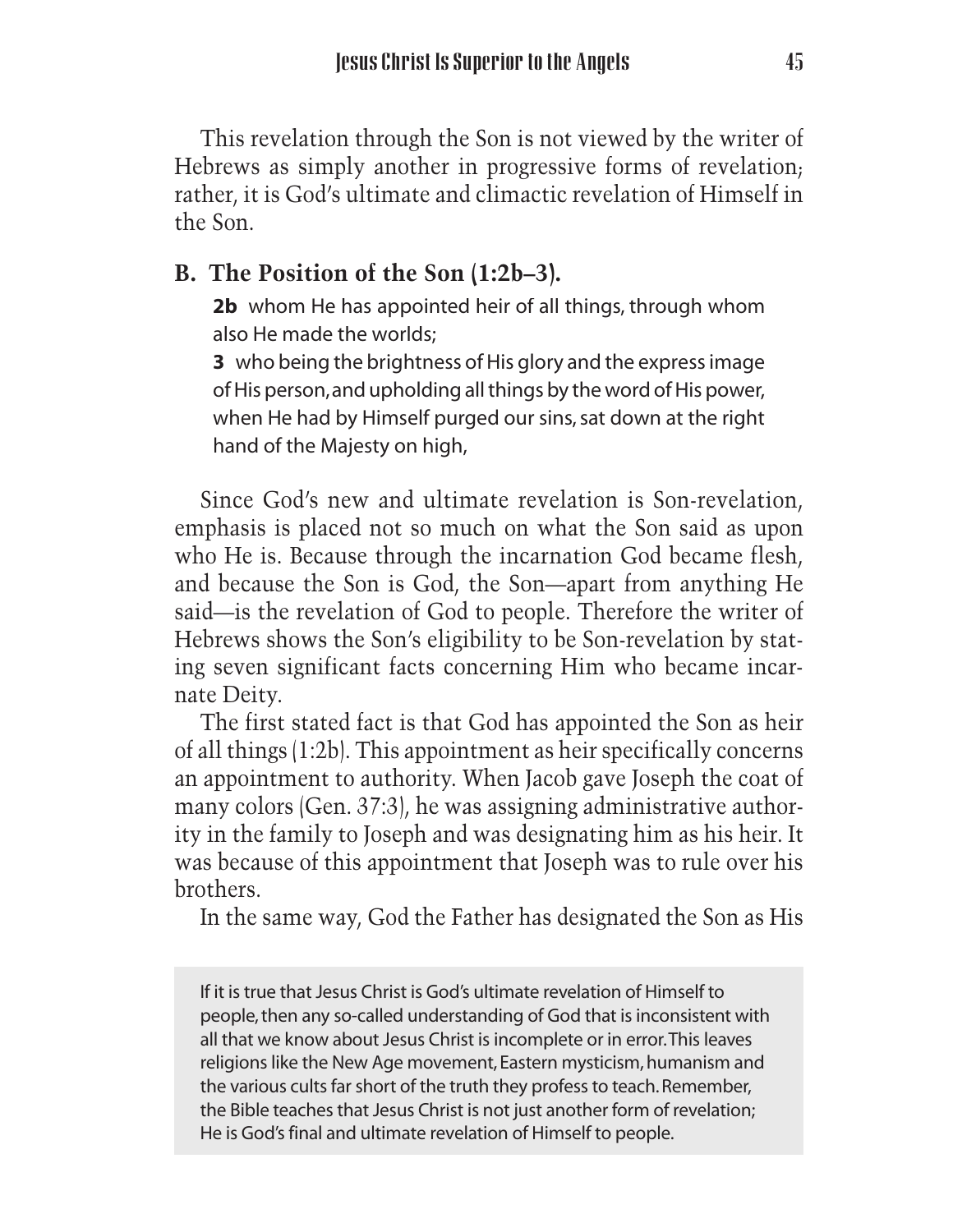This revelation through the Son is not viewed by the writer of Hebrews as simply another in progressive forms of revelation; rather, it is God's ultimate and climactic revelation of Himself in the Son.

### B. The Position of the Son (1:2b–3).

> **2b** whom He has appointed heir of all things, through whom also He made the worlds;
>
> **3** who being the brightness of His glory and the express image of His person, and upholding all things by the word of His power, when He had by Himself purged our sins, sat down at the right hand of the Majesty on high,

Since God's new and ultimate revelation is Son-revelation, emphasis is placed not so much on what the Son said as upon who He is. Because through the incarnation God became flesh, and because the Son is God, the Son—apart from anything He said—is the revelation of God to people. Therefore the writer of Hebrews shows the Son's eligibility to be Son-revelation by stating seven significant facts concerning Him who became incarnate Deity.

The first stated fact is that God has appointed the Son as heir of all things (1:2b). This appointment as heir specifically concerns an appointment to authority. When Jacob gave Joseph the coat of many colors (Gen. 37:3), he was assigning administrative authority in the family to Joseph and was designating him as his heir. It was because of this appointment that Joseph was to rule over his brothers.

In the same way, God the Father has designated the Son as His

> If it is true that Jesus Christ is God's ultimate revelation of Himself to people, then any so-called understanding of God that is inconsistent with all that we know about Jesus Christ is incomplete or in error. This leaves religions like the New Age movement, Eastern mysticism, humanism and the various cults far short of the truth they profess to teach. Remember, the Bible teaches that Jesus Christ is not just another form of revelation; He is God's final and ultimate revelation of Himself to people.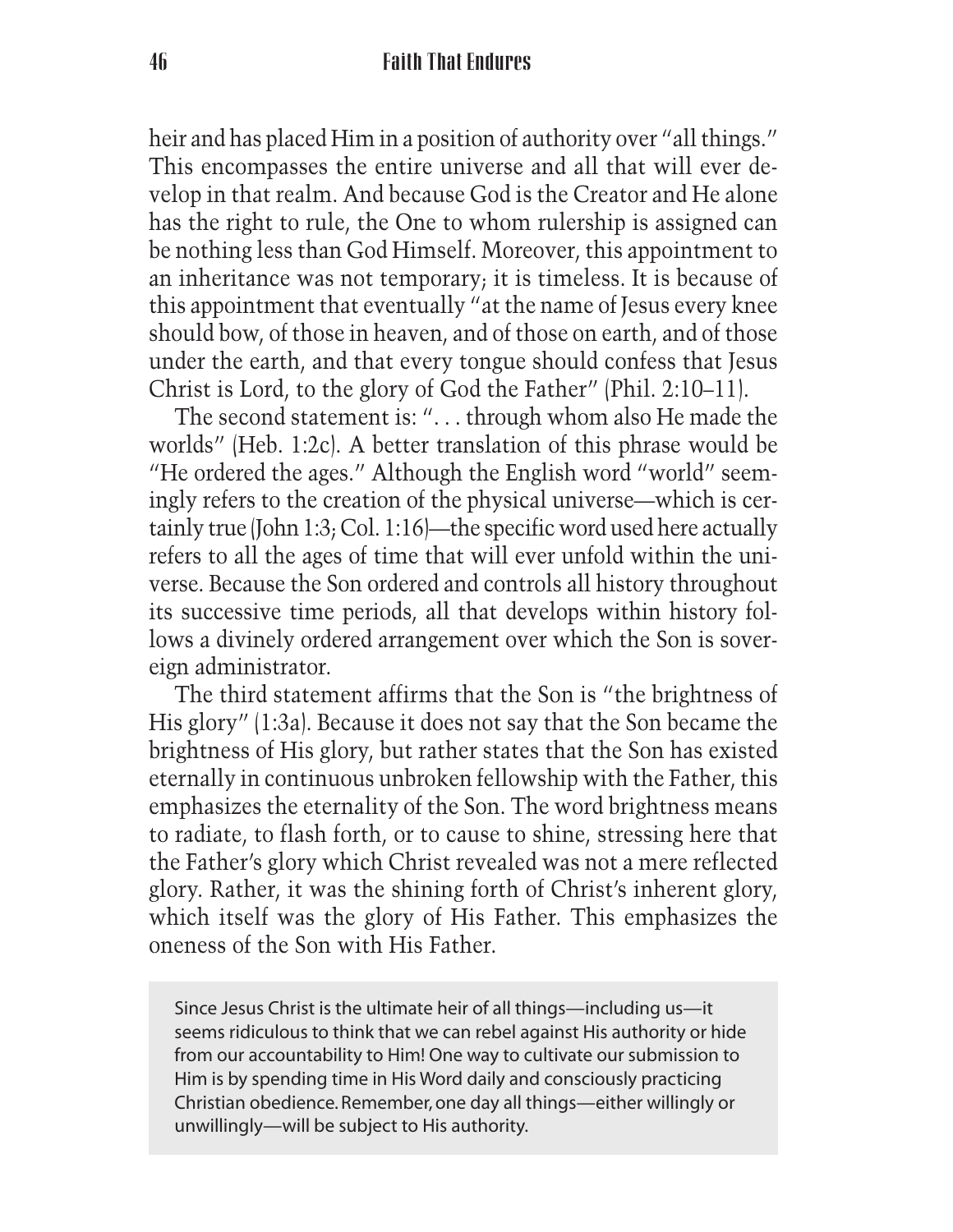heir and has placed Him in a position of authority over "all things." This encompasses the entire universe and all that will ever develop in that realm. And because God is the Creator and He alone has the right to rule, the One to whom rulership is assigned can be nothing less than God Himself. Moreover, this appointment to an inheritance was not temporary; it is timeless. It is because of this appointment that eventually "at the name of Jesus every knee should bow, of those in heaven, and of those on earth, and of those under the earth, and that every tongue should confess that Jesus Christ is Lord, to the glory of God the Father" (Phil. 2:10–11).

The second statement is: ". . . through whom also He made the worlds" (Heb. 1:2c). A better translation of this phrase would be "He ordered the ages." Although the English word "world" seemingly refers to the creation of the physical universe—which is certainly true (John 1:3; Col. 1:16)—the specific word used here actually refers to all the ages of time that will ever unfold within the universe. Because the Son ordered and controls all history throughout its successive time periods, all that develops within history follows a divinely ordered arrangement over which the Son is sovereign administrator.

The third statement affirms that the Son is "the brightness of His glory" (1:3a). Because it does not say that the Son became the brightness of His glory, but rather states that the Son has existed eternally in continuous unbroken fellowship with the Father, this emphasizes the eternality of the Son. The word brightness means to radiate, to flash forth, or to cause to shine, stressing here that the Father's glory which Christ revealed was not a mere reflected glory. Rather, it was the shining forth of Christ's inherent glory, which itself was the glory of His Father. This emphasizes the oneness of the Son with His Father.

> Since Jesus Christ is the ultimate heir of all things—including us—it seems ridiculous to think that we can rebel against His authority or hide from our accountability to Him! One way to cultivate our submission to Him is by spending time in His Word daily and consciously practicing Christian obedience. Remember, one day all things—either willingly or unwillingly—will be subject to His authority.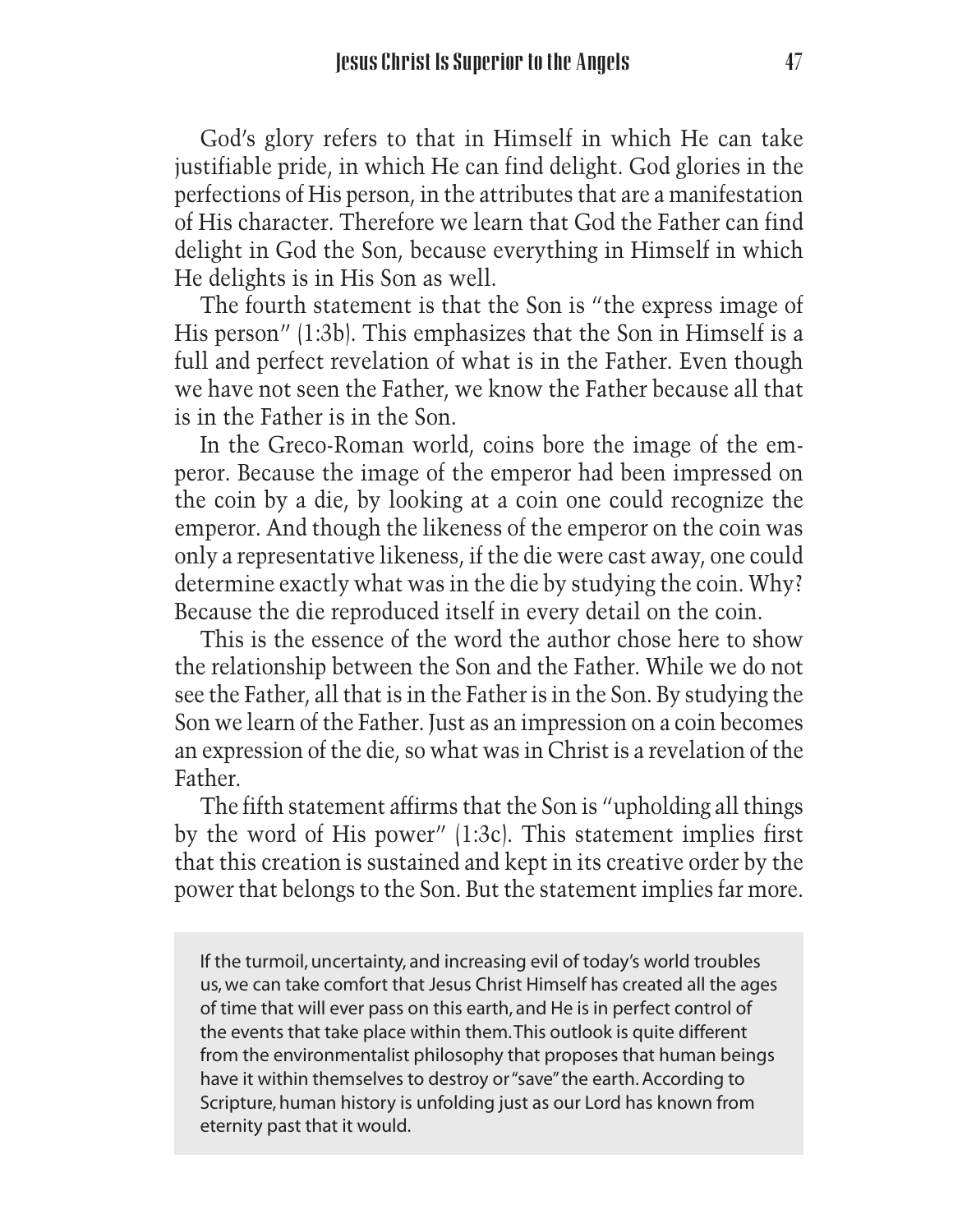God's glory refers to that in Himself in which He can take justifiable pride, in which He can find delight. God glories in the perfections of His person, in the attributes that are a manifestation of His character. Therefore we learn that God the Father can find delight in God the Son, because everything in Himself in which He delights is in His Son as well.

The fourth statement is that the Son is "the express image of His person" (1:3b). This emphasizes that the Son in Himself is a full and perfect revelation of what is in the Father. Even though we have not seen the Father, we know the Father because all that is in the Father is in the Son.

In the Greco-Roman world, coins bore the image of the emperor. Because the image of the emperor had been impressed on the coin by a die, by looking at a coin one could recognize the emperor. And though the likeness of the emperor on the coin was only a representative likeness, if the die were cast away, one could determine exactly what was in the die by studying the coin. Why? Because the die reproduced itself in every detail on the coin.

This is the essence of the word the author chose here to show the relationship between the Son and the Father. While we do not see the Father, all that is in the Father is in the Son. By studying the Son we learn of the Father. Just as an impression on a coin becomes an expression of the die, so what was in Christ is a revelation of the Father.

The fifth statement affirms that the Son is "upholding all things by the word of His power" (1:3c). This statement implies first that this creation is sustained and kept in its creative order by the power that belongs to the Son. But the statement implies far more.

> If the turmoil, uncertainty, and increasing evil of today's world troubles us, we can take comfort that Jesus Christ Himself has created all the ages of time that will ever pass on this earth, and He is in perfect control of the events that take place within them. This outlook is quite different from the environmentalist philosophy that proposes that human beings have it within themselves to destroy or "save" the earth. According to Scripture, human history is unfolding just as our Lord has known from eternity past that it would.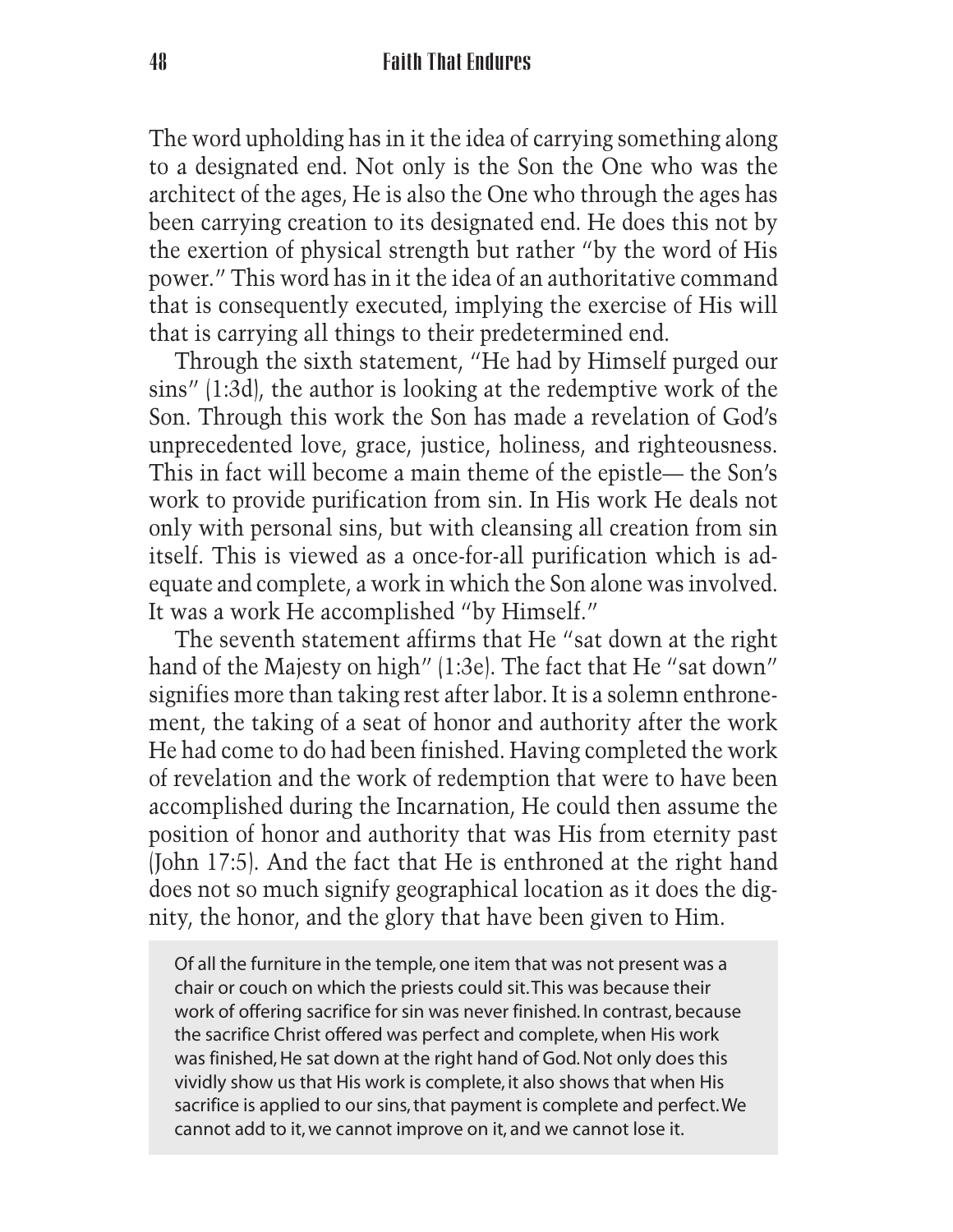The word upholding has in it the idea of carrying something along to a designated end. Not only is the Son the One who was the architect of the ages, He is also the One who through the ages has been carrying creation to its designated end. He does this not by the exertion of physical strength but rather "by the word of His power." This word has in it the idea of an authoritative command that is consequently executed, implying the exercise of His will that is carrying all things to their predetermined end.

Through the sixth statement, "He had by Himself purged our sins" (1:3d), the author is looking at the redemptive work of the Son. Through this work the Son has made a revelation of God's unprecedented love, grace, justice, holiness, and righteousness. This in fact will become a main theme of the epistle— the Son's work to provide purification from sin. In His work He deals not only with personal sins, but with cleansing all creation from sin itself. This is viewed as a once-for-all purification which is adequate and complete, a work in which the Son alone was involved. It was a work He accomplished "by Himself."

The seventh statement affirms that He "sat down at the right hand of the Majesty on high" (1:3e). The fact that He "sat down" signifies more than taking rest after labor. It is a solemn enthronement, the taking of a seat of honor and authority after the work He had come to do had been finished. Having completed the work of revelation and the work of redemption that were to have been accomplished during the Incarnation, He could then assume the position of honor and authority that was His from eternity past (John 17:5). And the fact that He is enthroned at the right hand does not so much signify geographical location as it does the dignity, the honor, and the glory that have been given to Him.

> Of all the furniture in the temple, one item that was not present was a chair or couch on which the priests could sit. This was because their work of offering sacrifice for sin was never finished. In contrast, because the sacrifice Christ offered was perfect and complete, when His work was finished, He sat down at the right hand of God. Not only does this vividly show us that His work is complete, it also shows that when His sacrifice is applied to our sins, that payment is complete and perfect. We cannot add to it, we cannot improve on it, and we cannot lose it.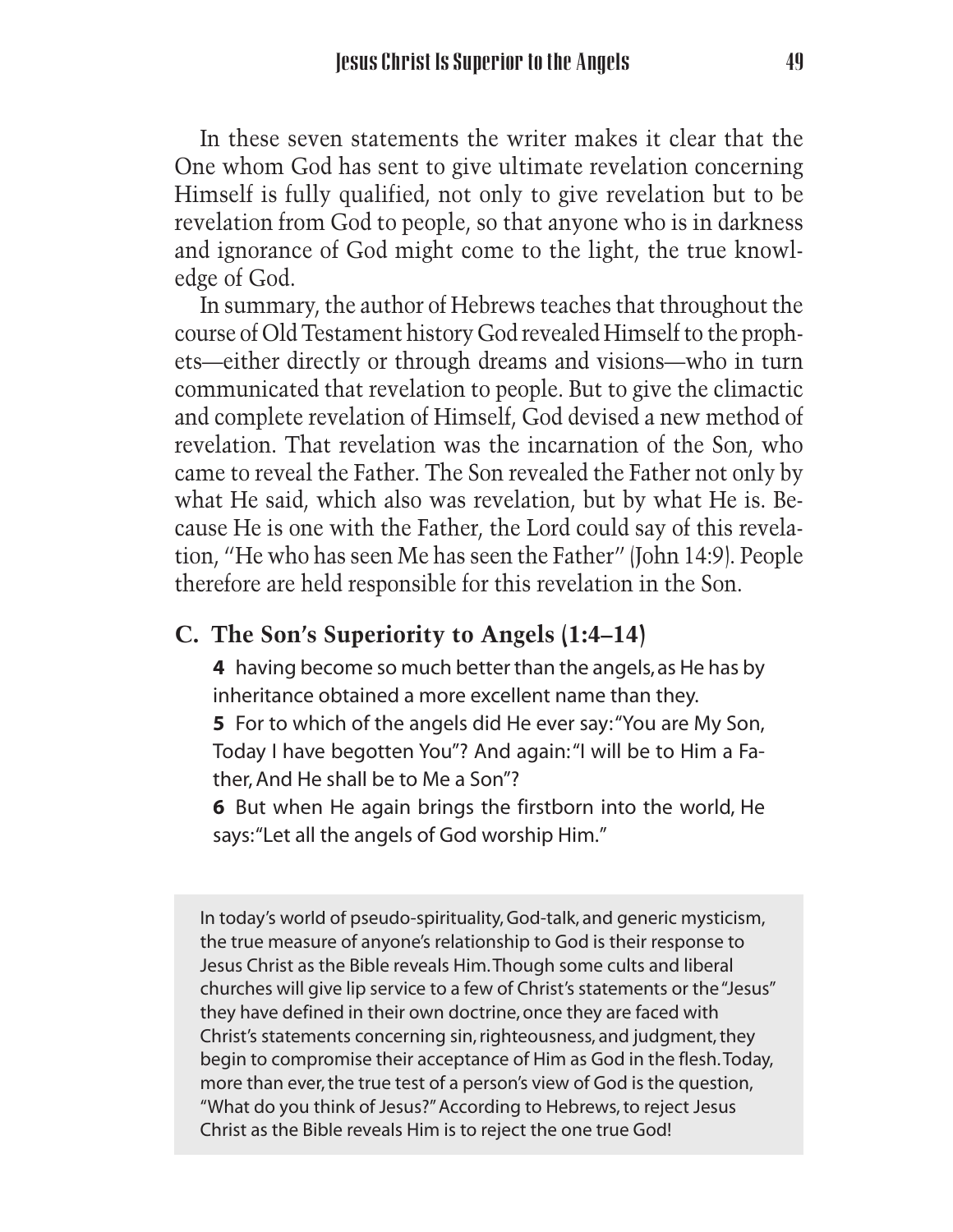In these seven statements the writer makes it clear that the One whom God has sent to give ultimate revelation concerning Himself is fully qualified, not only to give revelation but to be revelation from God to people, so that anyone who is in darkness and ignorance of God might come to the light, the true knowledge of God.

In summary, the author of Hebrews teaches that throughout the course of Old Testament history God revealed Himself to the prophets—either directly or through dreams and visions—who in turn communicated that revelation to people. But to give the climactic and complete revelation of Himself, God devised a new method of revelation. That revelation was the incarnation of the Son, who came to reveal the Father. The Son revealed the Father not only by what He said, which also was revelation, but by what He is. Because He is one with the Father, the Lord could say of this revelation, "He who has seen Me has seen the Father" (John 14:9). People therefore are held responsible for this revelation in the Son.

## C. The Son's Superiority to Angels (1:4–14)

**4** having become so much better than the angels, as He has by inheritance obtained a more excellent name than they.
**5** For to which of the angels did He ever say: "You are My Son, Today I have begotten You"? And again: "I will be to Him a Father, And He shall be to Me a Son"?
**6** But when He again brings the firstborn into the world, He says: "Let all the angels of God worship Him."

> In today's world of pseudo-spirituality, God-talk, and generic mysticism, the true measure of anyone's relationship to God is their response to Jesus Christ as the Bible reveals Him. Though some cults and liberal churches will give lip service to a few of Christ's statements or the "Jesus" they have defined in their own doctrine, once they are faced with Christ's statements concerning sin, righteousness, and judgment, they begin to compromise their acceptance of Him as God in the flesh. Today, more than ever, the true test of a person's view of God is the question, "What do you think of Jesus?" According to Hebrews, to reject Jesus Christ as the Bible reveals Him is to reject the one true God!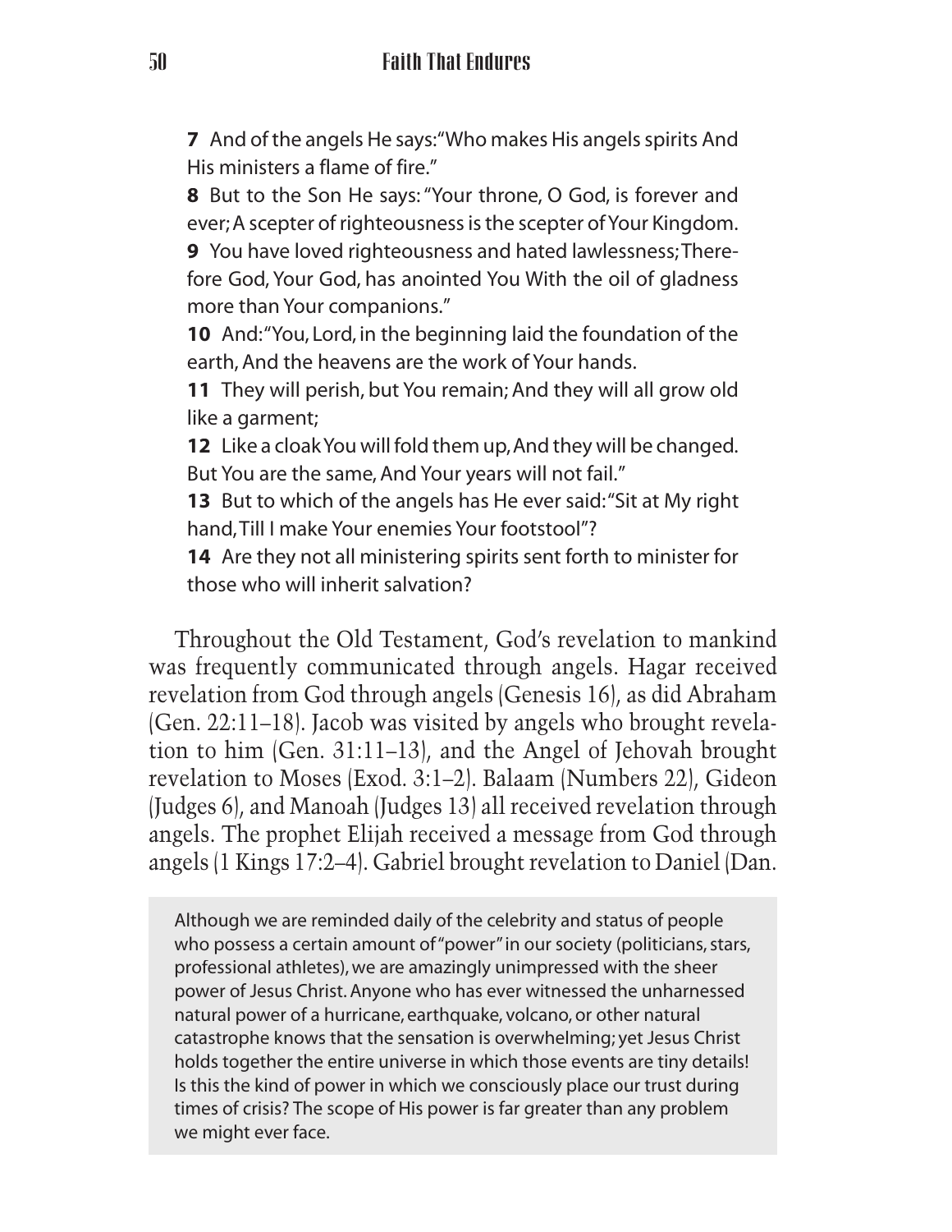**7** And of the angels He says: "Who makes His angels spirits And His ministers a flame of fire."

**8** But to the Son He says: "Your throne, O God, is forever and ever; A scepter of righteousness is the scepter of Your Kingdom.

**9** You have loved righteousness and hated lawlessness; Therefore God, Your God, has anointed You With the oil of gladness more than Your companions."

**10** And: "You, Lord, in the beginning laid the foundation of the earth, And the heavens are the work of Your hands.

**11** They will perish, but You remain; And they will all grow old like a garment;

**12** Like a cloak You will fold them up, And they will be changed. But You are the same, And Your years will not fail."

**13** But to which of the angels has He ever said: "Sit at My right hand, Till I make Your enemies Your footstool"?

**14** Are they not all ministering spirits sent forth to minister for those who will inherit salvation?

Throughout the Old Testament, God's revelation to mankind was frequently communicated through angels. Hagar received revelation from God through angels (Genesis 16), as did Abraham (Gen. 22:11–18). Jacob was visited by angels who brought revelation to him (Gen. 31:11–13), and the Angel of Jehovah brought revelation to Moses (Exod. 3:1–2). Balaam (Numbers 22), Gideon (Judges 6), and Manoah (Judges 13) all received revelation through angels. The prophet Elijah received a message from God through angels (1 Kings 17:2–4). Gabriel brought revelation to Daniel (Dan.

> Although we are reminded daily of the celebrity and status of people who possess a certain amount of "power" in our society (politicians, stars, professional athletes), we are amazingly unimpressed with the sheer power of Jesus Christ. Anyone who has ever witnessed the unharnessed natural power of a hurricane, earthquake, volcano, or other natural catastrophe knows that the sensation is overwhelming; yet Jesus Christ holds together the entire universe in which those events are tiny details! Is this the kind of power in which we consciously place our trust during times of crisis? The scope of His power is far greater than any problem we might ever face.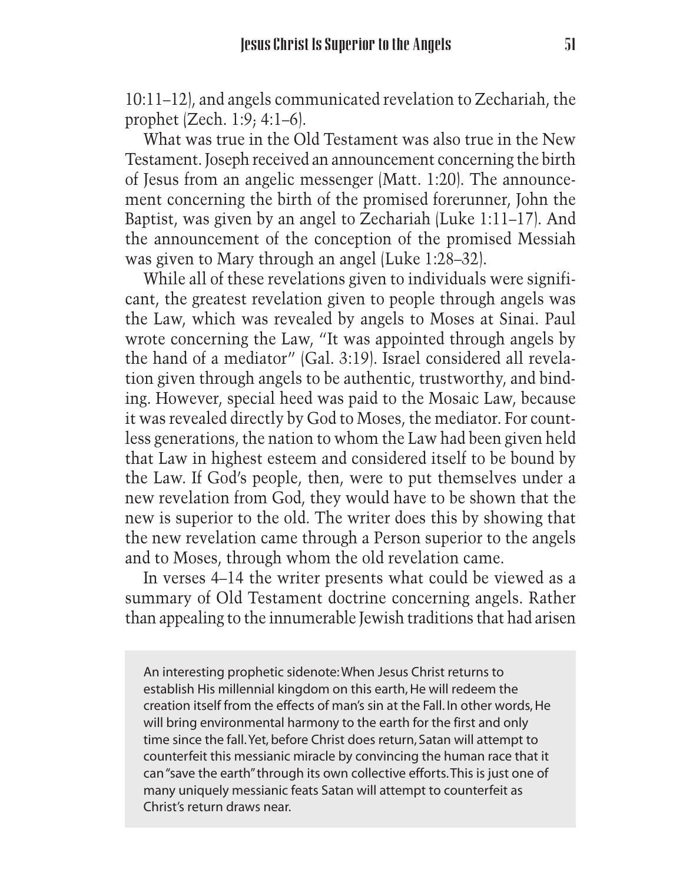10:11–12), and angels communicated revelation to Zechariah, the prophet (Zech. 1:9; 4:1–6).

What was true in the Old Testament was also true in the New Testament. Joseph received an announcement concerning the birth of Jesus from an angelic messenger (Matt. 1:20). The announcement concerning the birth of the promised forerunner, John the Baptist, was given by an angel to Zechariah (Luke 1:11–17). And the announcement of the conception of the promised Messiah was given to Mary through an angel (Luke 1:28–32).

While all of these revelations given to individuals were significant, the greatest revelation given to people through angels was the Law, which was revealed by angels to Moses at Sinai. Paul wrote concerning the Law, "It was appointed through angels by the hand of a mediator" (Gal. 3:19). Israel considered all revelation given through angels to be authentic, trustworthy, and binding. However, special heed was paid to the Mosaic Law, because it was revealed directly by God to Moses, the mediator. For countless generations, the nation to whom the Law had been given held that Law in highest esteem and considered itself to be bound by the Law. If God's people, then, were to put themselves under a new revelation from God, they would have to be shown that the new is superior to the old. The writer does this by showing that the new revelation came through a Person superior to the angels and to Moses, through whom the old revelation came.

In verses 4–14 the writer presents what could be viewed as a summary of Old Testament doctrine concerning angels. Rather than appealing to the innumerable Jewish traditions that had arisen

> An interesting prophetic sidenote: When Jesus Christ returns to establish His millennial kingdom on this earth, He will redeem the creation itself from the effects of man's sin at the Fall. In other words, He will bring environmental harmony to the earth for the first and only time since the fall. Yet, before Christ does return, Satan will attempt to counterfeit this messianic miracle by convincing the human race that it can "save the earth" through its own collective efforts. This is just one of many uniquely messianic feats Satan will attempt to counterfeit as Christ's return draws near.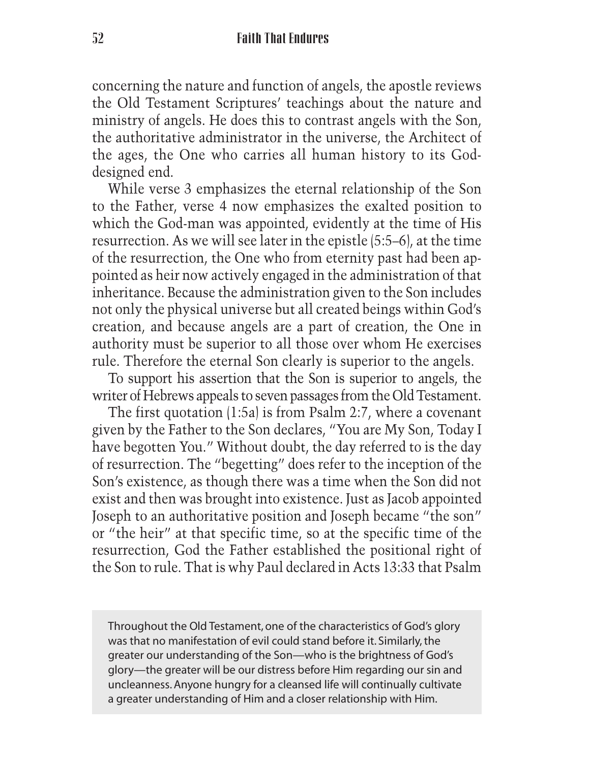concerning the nature and function of angels, the apostle reviews the Old Testament Scriptures' teachings about the nature and ministry of angels. He does this to contrast angels with the Son, the authoritative administrator in the universe, the Architect of the ages, the One who carries all human history to its God-designed end.

While verse 3 emphasizes the eternal relationship of the Son to the Father, verse 4 now emphasizes the exalted position to which the God-man was appointed, evidently at the time of His resurrection. As we will see later in the epistle (5:5–6), at the time of the resurrection, the One who from eternity past had been appointed as heir now actively engaged in the administration of that inheritance. Because the administration given to the Son includes not only the physical universe but all created beings within God's creation, and because angels are a part of creation, the One in authority must be superior to all those over whom He exercises rule. Therefore the eternal Son clearly is superior to the angels.

To support his assertion that the Son is superior to angels, the writer of Hebrews appeals to seven passages from the Old Testament.

The first quotation (1:5a) is from Psalm 2:7, where a covenant given by the Father to the Son declares, "You are My Son, Today I have begotten You." Without doubt, the day referred to is the day of resurrection. The "begetting" does refer to the inception of the Son's existence, as though there was a time when the Son did not exist and then was brought into existence. Just as Jacob appointed Joseph to an authoritative position and Joseph became "the son" or "the heir" at that specific time, so at the specific time of the resurrection, God the Father established the positional right of the Son to rule. That is why Paul declared in Acts 13:33 that Psalm

> Throughout the Old Testament, one of the characteristics of God's glory was that no manifestation of evil could stand before it. Similarly, the greater our understanding of the Son—who is the brightness of God's glory—the greater will be our distress before Him regarding our sin and uncleanness. Anyone hungry for a cleansed life will continually cultivate a greater understanding of Him and a closer relationship with Him.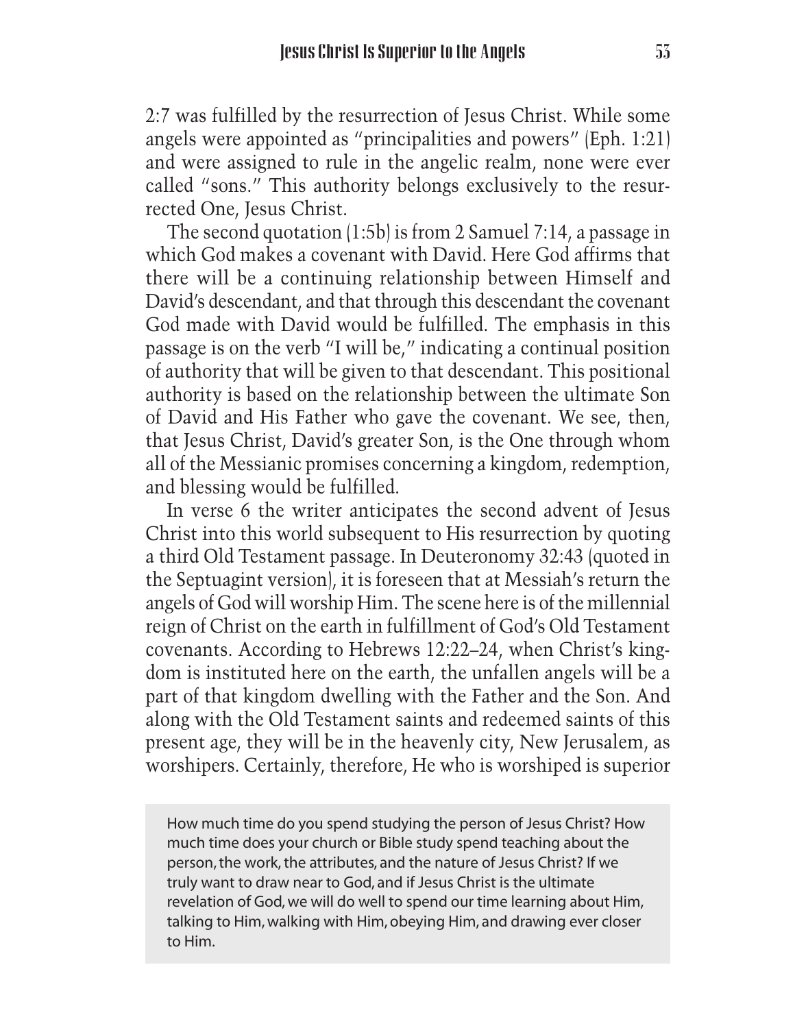2:7 was fulfilled by the resurrection of Jesus Christ. While some angels were appointed as "principalities and powers" (Eph. 1:21) and were assigned to rule in the angelic realm, none were ever called "sons." This authority belongs exclusively to the resurrected One, Jesus Christ.

The second quotation (1:5b) is from 2 Samuel 7:14, a passage in which God makes a covenant with David. Here God affirms that there will be a continuing relationship between Himself and David's descendant, and that through this descendant the covenant God made with David would be fulfilled. The emphasis in this passage is on the verb "I will be," indicating a continual position of authority that will be given to that descendant. This positional authority is based on the relationship between the ultimate Son of David and His Father who gave the covenant. We see, then, that Jesus Christ, David's greater Son, is the One through whom all of the Messianic promises concerning a kingdom, redemption, and blessing would be fulfilled.

In verse 6 the writer anticipates the second advent of Jesus Christ into this world subsequent to His resurrection by quoting a third Old Testament passage. In Deuteronomy 32:43 (quoted in the Septuagint version), it is foreseen that at Messiah's return the angels of God will worship Him. The scene here is of the millennial reign of Christ on the earth in fulfillment of God's Old Testament covenants. According to Hebrews 12:22–24, when Christ's kingdom is instituted here on the earth, the unfallen angels will be a part of that kingdom dwelling with the Father and the Son. And along with the Old Testament saints and redeemed saints of this present age, they will be in the heavenly city, New Jerusalem, as worshipers. Certainly, therefore, He who is worshiped is superior

> How much time do you spend studying the person of Jesus Christ? How much time does your church or Bible study spend teaching about the person, the work, the attributes, and the nature of Jesus Christ? If we truly want to draw near to God, and if Jesus Christ is the ultimate revelation of God, we will do well to spend our time learning about Him, talking to Him, walking with Him, obeying Him, and drawing ever closer to Him.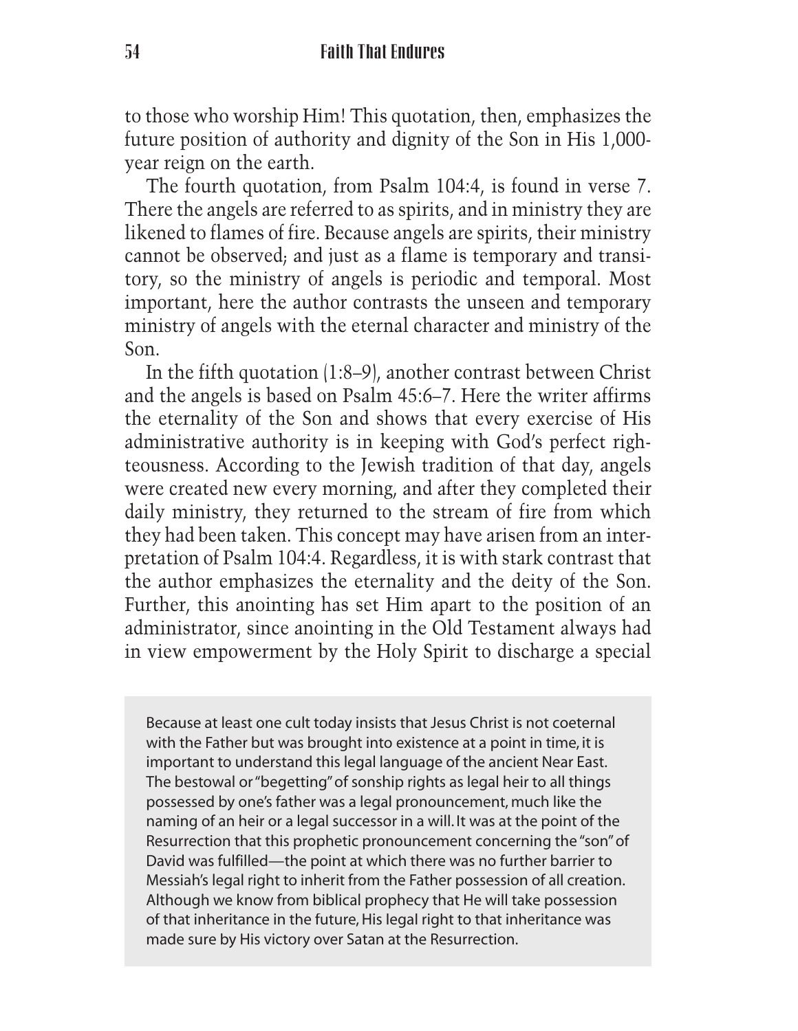to those who worship Him! This quotation, then, emphasizes the future position of authority and dignity of the Son in His 1,000-year reign on the earth.

The fourth quotation, from Psalm 104:4, is found in verse 7. There the angels are referred to as spirits, and in ministry they are likened to flames of fire. Because angels are spirits, their ministry cannot be observed; and just as a flame is temporary and transitory, so the ministry of angels is periodic and temporal. Most important, here the author contrasts the unseen and temporary ministry of angels with the eternal character and ministry of the Son.

In the fifth quotation (1:8–9), another contrast between Christ and the angels is based on Psalm 45:6–7. Here the writer affirms the eternality of the Son and shows that every exercise of His administrative authority is in keeping with God's perfect righteousness. According to the Jewish tradition of that day, angels were created new every morning, and after they completed their daily ministry, they returned to the stream of fire from which they had been taken. This concept may have arisen from an interpretation of Psalm 104:4. Regardless, it is with stark contrast that the author emphasizes the eternality and the deity of the Son. Further, this anointing has set Him apart to the position of an administrator, since anointing in the Old Testament always had in view empowerment by the Holy Spirit to discharge a special

> Because at least one cult today insists that Jesus Christ is not coeternal with the Father but was brought into existence at a point in time, it is important to understand this legal language of the ancient Near East. The bestowal or "begetting" of sonship rights as legal heir to all things possessed by one's father was a legal pronouncement, much like the naming of an heir or a legal successor in a will. It was at the point of the Resurrection that this prophetic pronouncement concerning the "son" of David was fulfilled—the point at which there was no further barrier to Messiah's legal right to inherit from the Father possession of all creation. Although we know from biblical prophecy that He will take possession of that inheritance in the future, His legal right to that inheritance was made sure by His victory over Satan at the Resurrection.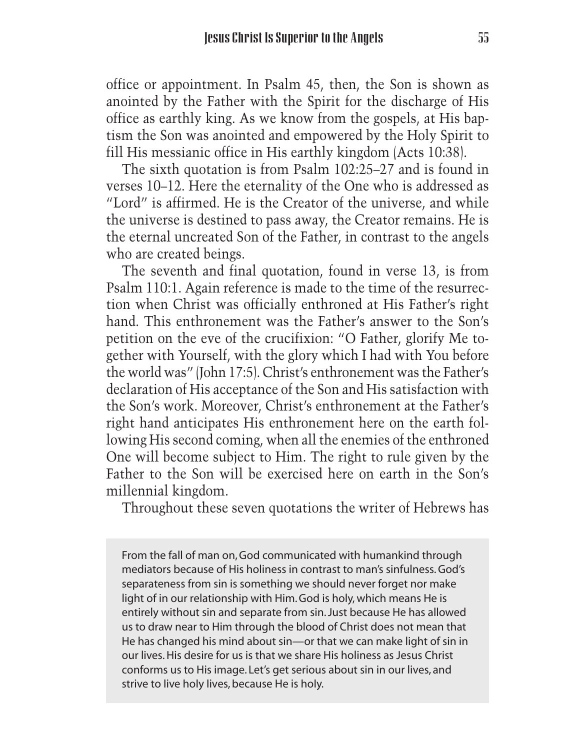office or appointment. In Psalm 45, then, the Son is shown as anointed by the Father with the Spirit for the discharge of His office as earthly king. As we know from the gospels, at His baptism the Son was anointed and empowered by the Holy Spirit to fill His messianic office in His earthly kingdom (Acts 10:38).

The sixth quotation is from Psalm 102:25–27 and is found in verses 10–12. Here the eternality of the One who is addressed as "Lord" is affirmed. He is the Creator of the universe, and while the universe is destined to pass away, the Creator remains. He is the eternal uncreated Son of the Father, in contrast to the angels who are created beings.

The seventh and final quotation, found in verse 13, is from Psalm 110:1. Again reference is made to the time of the resurrection when Christ was officially enthroned at His Father's right hand. This enthronement was the Father's answer to the Son's petition on the eve of the crucifixion: "O Father, glorify Me together with Yourself, with the glory which I had with You before the world was" (John 17:5). Christ's enthronement was the Father's declaration of His acceptance of the Son and His satisfaction with the Son's work. Moreover, Christ's enthronement at the Father's right hand anticipates His enthronement here on the earth following His second coming, when all the enemies of the enthroned One will become subject to Him. The right to rule given by the Father to the Son will be exercised here on earth in the Son's millennial kingdom.

Throughout these seven quotations the writer of Hebrews has

> From the fall of man on, God communicated with humankind through mediators because of His holiness in contrast to man's sinfulness. God's separateness from sin is something we should never forget nor make light of in our relationship with Him. God is holy, which means He is entirely without sin and separate from sin. Just because He has allowed us to draw near to Him through the blood of Christ does not mean that He has changed his mind about sin—or that we can make light of sin in our lives. His desire for us is that we share His holiness as Jesus Christ conforms us to His image. Let's get serious about sin in our lives, and strive to live holy lives, because He is holy.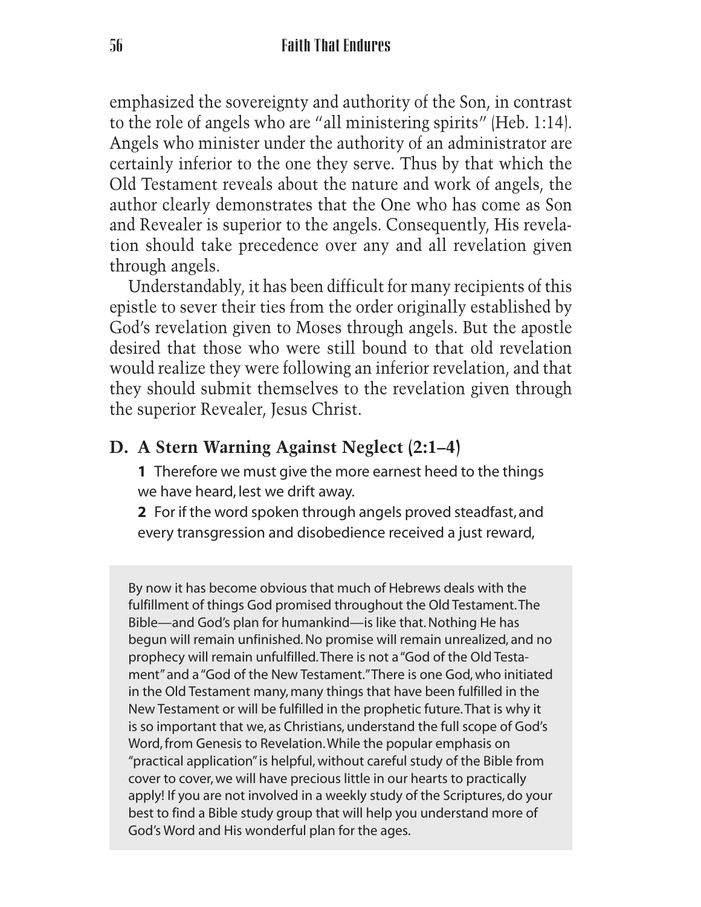emphasized the sovereignty and authority of the Son, in contrast to the role of angels who are "all ministering spirits" (Heb. 1:14). Angels who minister under the authority of an administrator are certainly inferior to the one they serve. Thus by that which the Old Testament reveals about the nature and work of angels, the author clearly demonstrates that the One who has come as Son and Revealer is superior to the angels. Consequently, His revelation should take precedence over any and all revelation given through angels.

Understandably, it has been difficult for many recipients of this epistle to sever their ties from the order originally established by God's revelation given to Moses through angels. But the apostle desired that those who were still bound to that old revelation would realize they were following an inferior revelation, and that they should submit themselves to the revelation given through the superior Revealer, Jesus Christ.

### D. A Stern Warning Against Neglect (2:1–4)

**1** Therefore we must give the more earnest heed to the things we have heard, lest we drift away.

**2** For if the word spoken through angels proved steadfast, and every transgression and disobedience received a just reward,

By now it has become obvious that much of Hebrews deals with the fulfillment of things God promised throughout the Old Testament. The Bible—and God's plan for humankind—is like that. Nothing He has begun will remain unfinished. No promise will remain unrealized, and no prophecy will remain unfulfilled. There is not a "God of the Old Testament" and a "God of the New Testament." There is one God, who initiated in the Old Testament many, many things that have been fulfilled in the New Testament or will be fulfilled in the prophetic future. That is why it is so important that we, as Christians, understand the full scope of God's Word, from Genesis to Revelation. While the popular emphasis on "practical application" is helpful, without careful study of the Bible from cover to cover, we will have precious little in our hearts to practically apply! If you are not involved in a weekly study of the Scriptures, do your best to find a Bible study group that will help you understand more of God's Word and His wonderful plan for the ages.